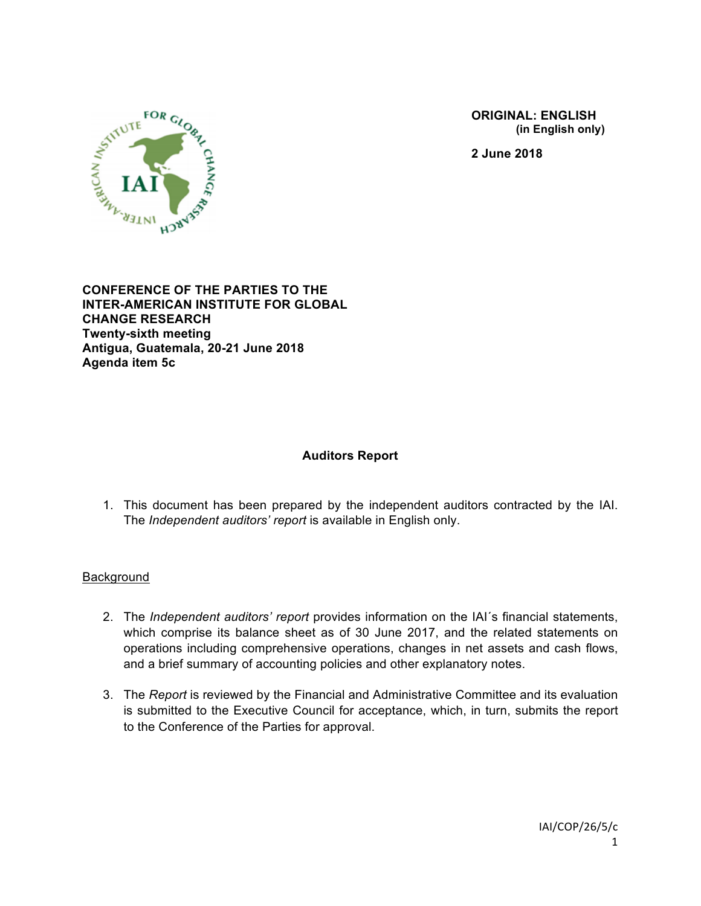**ORIGINAL: ENGLISH**
**(in English only)**

**2 June 2018**

**CONFERENCE OF THE PARTIES TO THE INTER-AMERICAN INSTITUTE FOR GLOBAL CHANGE RESEARCH**
**Twenty-sixth meeting**
**Antigua, Guatemala, 20-21 June 2018**
**Agenda item 5c**

## Auditors Report

1. This document has been prepared by the independent auditors contracted by the IAI. The *Independent auditors' report* is available in English only.

<u>Background</u>

2. The *Independent auditors' report* provides information on the IAI´s financial statements, which comprise its balance sheet as of 30 June 2017, and the related statements on operations including comprehensive operations, changes in net assets and cash flows, and a brief summary of accounting policies and other explanatory notes.

3. The *Report* is reviewed by the Financial and Administrative Committee and its evaluation is submitted to the Executive Council for acceptance, which, in turn, submits the report to the Conference of the Parties for approval.

IAI/COP/26/5/c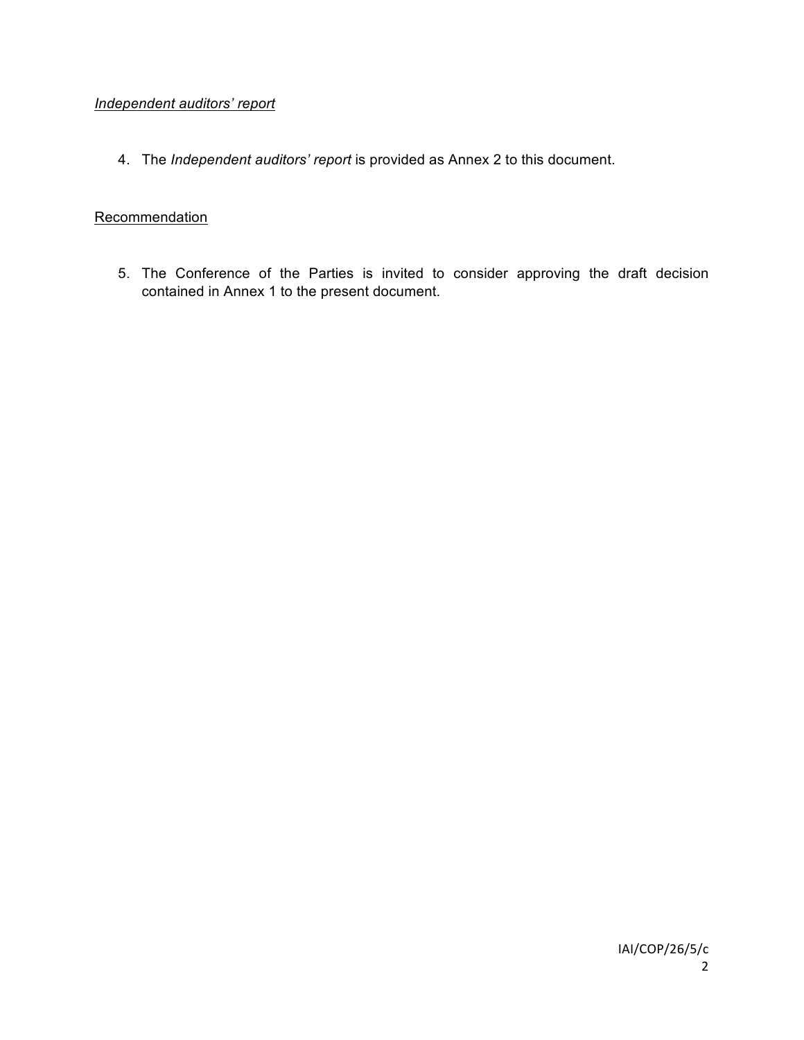*Independent auditors' report*

4. The *Independent auditors' report* is provided as Annex 2 to this document.

Recommendation

5. The Conference of the Parties is invited to consider approving the draft decision contained in Annex 1 to the present document.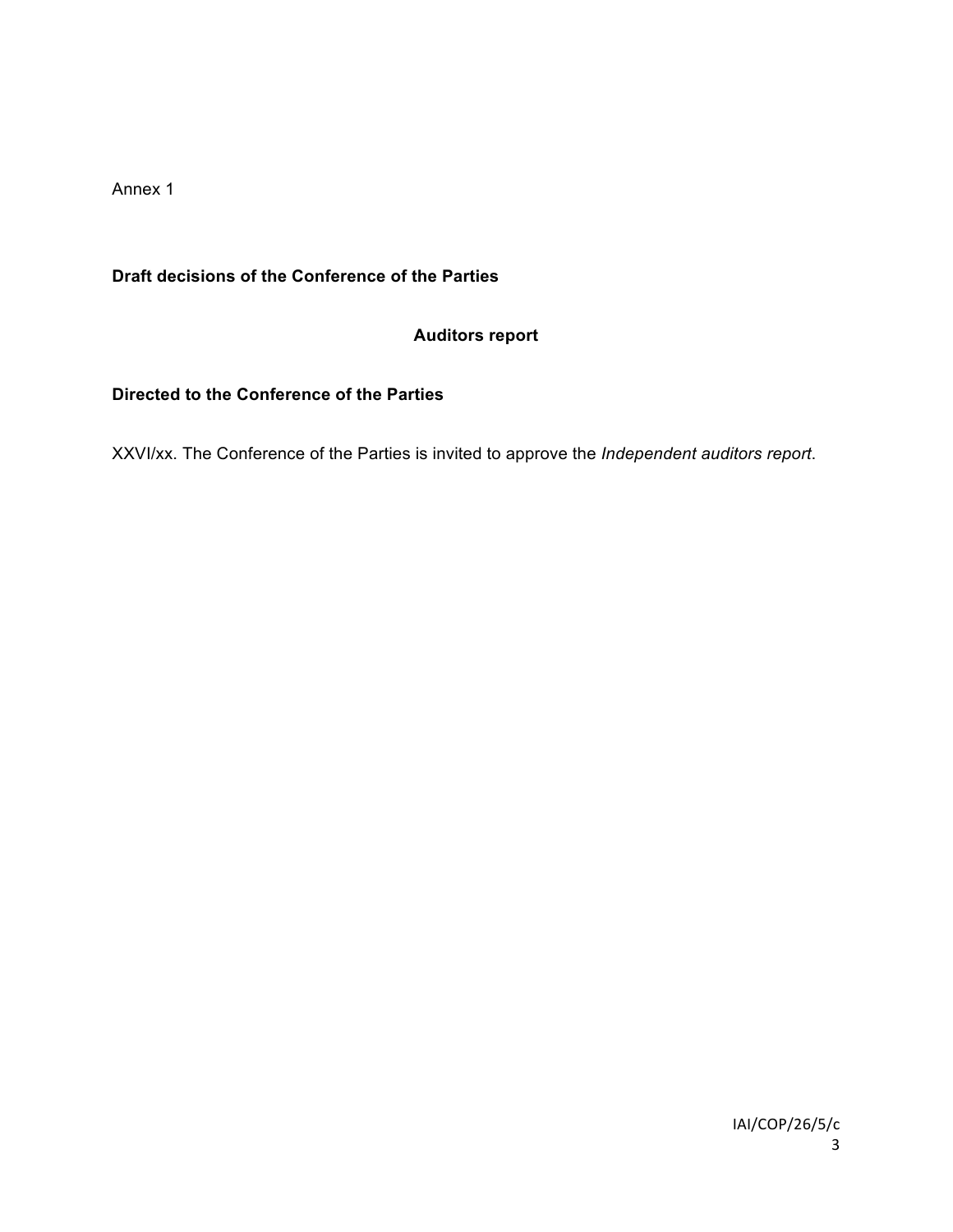Annex 1

**Draft decisions of the Conference of the Parties**

**Auditors report**

**Directed to the Conference of the Parties**

XXVI/xx. The Conference of the Parties is invited to approve the *Independent auditors report*.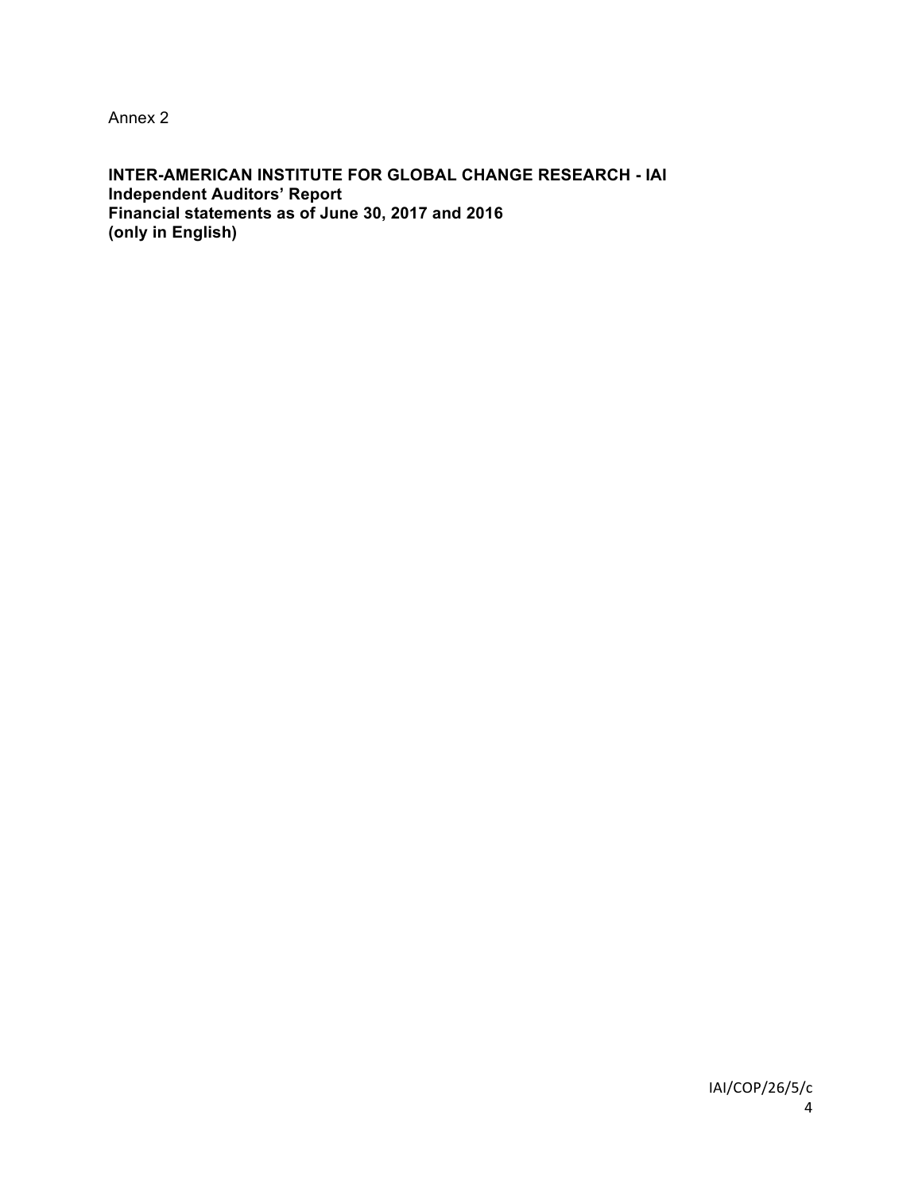Annex 2

**INTER-AMERICAN INSTITUTE FOR GLOBAL CHANGE RESEARCH - IAI**
**Independent Auditors' Report**
**Financial statements as of June 30, 2017 and 2016**
**(only in English)**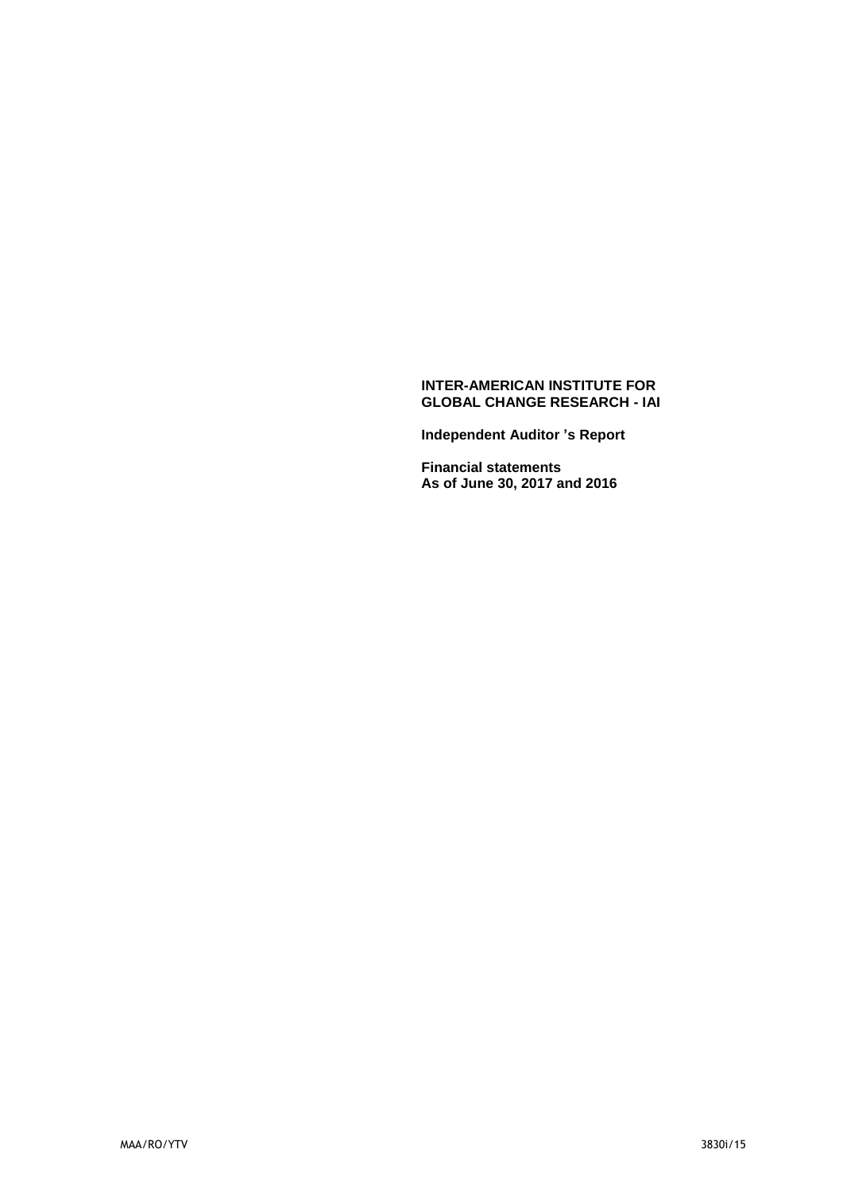**INTER-AMERICAN INSTITUTE FOR GLOBAL CHANGE RESEARCH - IAI**

**Independent Auditor 's Report**

**Financial statements**
**As of June 30, 2017 and 2016**

MAA/RO/YTV 3830i/15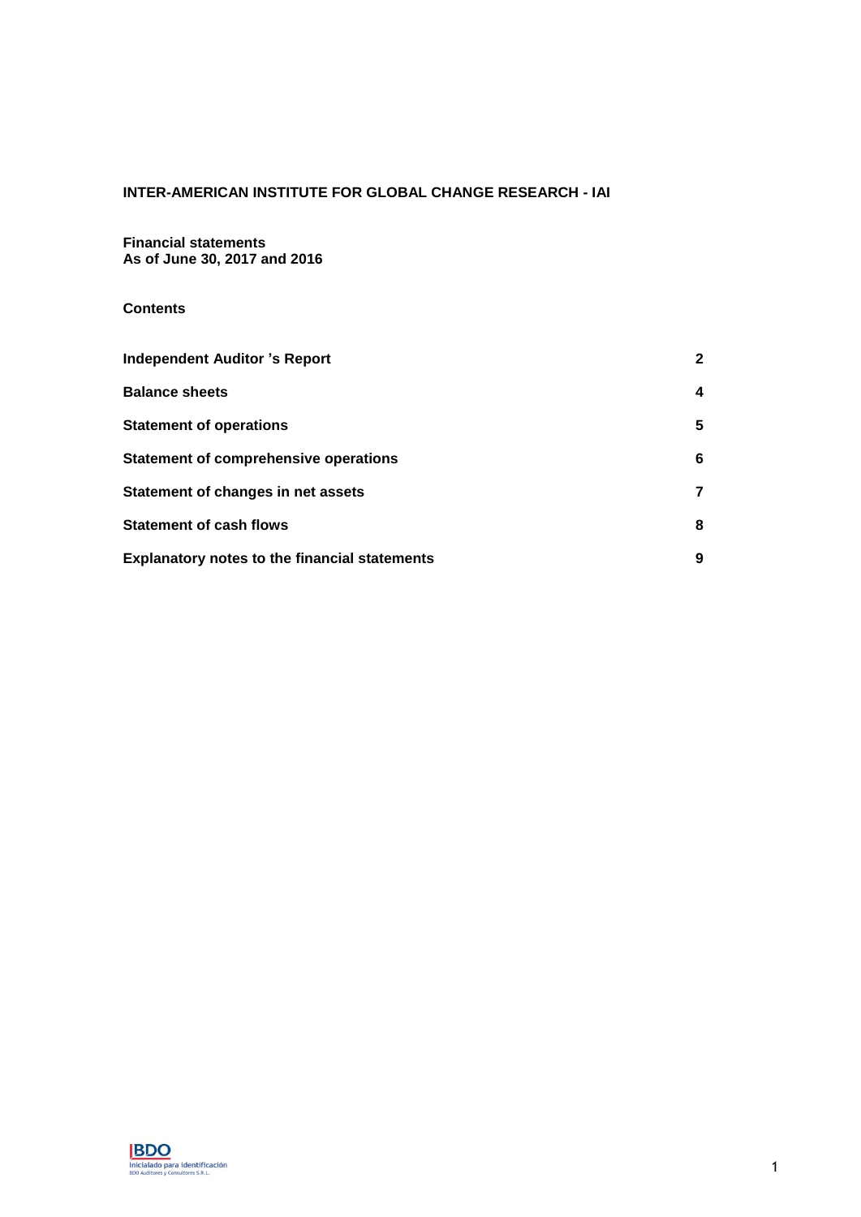**INTER-AMERICAN INSTITUTE FOR GLOBAL CHANGE RESEARCH - IAI**

**Financial statements**
**As of June 30, 2017 and 2016**

**Contents**

| | |
|---|---|
| **Independent Auditor 's Report** | **2** |
| **Balance sheets** | **4** |
| **Statement of operations** | **5** |
| **Statement of comprehensive operations** | **6** |
| **Statement of changes in net assets** | **7** |
| **Statement of cash flows** | **8** |
| **Explanatory notes to the financial statements** | **9** |

BDO
Iniciala do para identificación
BDO Auditores y Consultores S.R.L.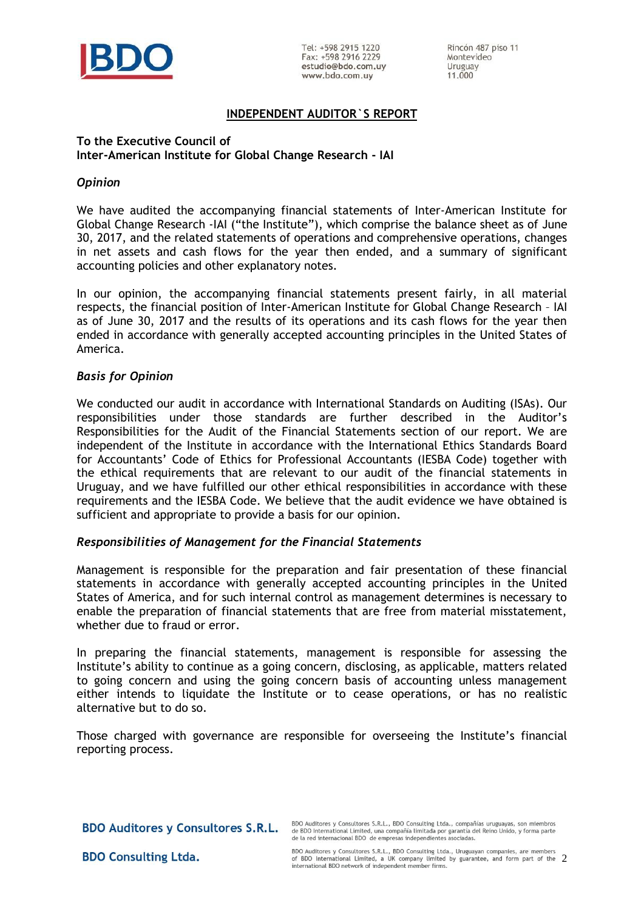# INDEPENDENT AUDITOR`S REPORT

**To the Executive Council of**
**Inter-American Institute for Global Change Research - IAI**

### *Opinion*

We have audited the accompanying financial statements of Inter-American Institute for Global Change Research -IAI ("the Institute"), which comprise the balance sheet as of June 30, 2017, and the related statements of operations and comprehensive operations, changes in net assets and cash flows for the year then ended, and a summary of significant accounting policies and other explanatory notes.

In our opinion, the accompanying financial statements present fairly, in all material respects, the financial position of Inter-American Institute for Global Change Research – IAI as of June 30, 2017 and the results of its operations and its cash flows for the year then ended in accordance with generally accepted accounting principles in the United States of America.

### *Basis for Opinion*

We conducted our audit in accordance with International Standards on Auditing (ISAs). Our responsibilities under those standards are further described in the Auditor's Responsibilities for the Audit of the Financial Statements section of our report. We are independent of the Institute in accordance with the International Ethics Standards Board for Accountants' Code of Ethics for Professional Accountants (IESBA Code) together with the ethical requirements that are relevant to our audit of the financial statements in Uruguay, and we have fulfilled our other ethical responsibilities in accordance with these requirements and the IESBA Code. We believe that the audit evidence we have obtained is sufficient and appropriate to provide a basis for our opinion.

### *Responsibilities of Management for the Financial Statements*

Management is responsible for the preparation and fair presentation of these financial statements in accordance with generally accepted accounting principles in the United States of America, and for such internal control as management determines is necessary to enable the preparation of financial statements that are free from material misstatement, whether due to fraud or error.

In preparing the financial statements, management is responsible for assessing the Institute's ability to continue as a going concern, disclosing, as applicable, matters related to going concern and using the going concern basis of accounting unless management either intends to liquidate the Institute or to cease operations, or has no realistic alternative but to do so.

Those charged with governance are responsible for overseeing the Institute's financial reporting process.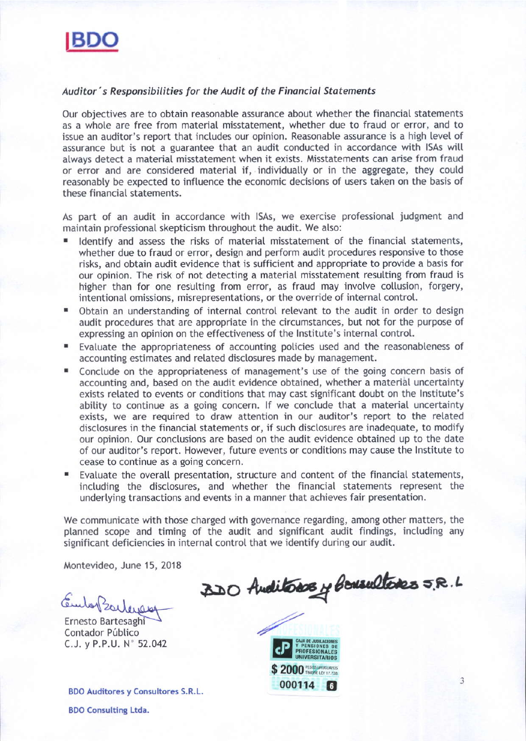*Auditor´s Responsibilities for the Audit of the Financial Statements*

Our objectives are to obtain reasonable assurance about whether the financial statements as a whole are free from material misstatement, whether due to fraud or error, and to issue an auditor's report that includes our opinion. Reasonable assurance is a high level of assurance but is not a guarantee that an audit conducted in accordance with ISAs will always detect a material misstatement when it exists. Misstatements can arise from fraud or error and are considered material if, individually or in the aggregate, they could reasonably be expected to influence the economic decisions of users taken on the basis of these financial statements.

As part of an audit in accordance with ISAs, we exercise professional judgment and maintain professional skepticism throughout the audit. We also:

- Identify and assess the risks of material misstatement of the financial statements, whether due to fraud or error, design and perform audit procedures responsive to those risks, and obtain audit evidence that is sufficient and appropriate to provide a basis for our opinion. The risk of not detecting a material misstatement resulting from fraud is higher than for one resulting from error, as fraud may involve collusion, forgery, intentional omissions, misrepresentations, or the override of internal control.
- Obtain an understanding of internal control relevant to the audit in order to design audit procedures that are appropriate in the circumstances, but not for the purpose of expressing an opinion on the effectiveness of the Institute's internal control.
- Evaluate the appropriateness of accounting policies used and the reasonableness of accounting estimates and related disclosures made by management.
- Conclude on the appropriateness of management's use of the going concern basis of accounting and, based on the audit evidence obtained, whether a material uncertainty exists related to events or conditions that may cast significant doubt on the Institute's ability to continue as a going concern. If we conclude that a material uncertainty exists, we are required to draw attention in our auditor's report to the related disclosures in the financial statements or, if such disclosures are inadequate, to modify our opinion. Our conclusions are based on the audit evidence obtained up to the date of our auditor's report. However, future events or conditions may cause the Institute to cease to continue as a going concern.
- Evaluate the overall presentation, structure and content of the financial statements, including the disclosures, and whether the financial statements represent the underlying transactions and events in a manner that achieves fair presentation.

We communicate with those charged with governance regarding, among other matters, the planned scope and timing of the audit and significant audit findings, including any significant deficiencies in internal control that we identify during our audit.

Montevideo, June 15, 2018

BDO Auditores y Consultores S.R.L

Ernesto Bartesaghi
Contador Público
C.J. y P.P.U. N° 52.042

CAJA DE JUBILACIONES Y PENSIONES DE PROFESIONALES UNIVERSITARIOS
$ 2000 PESOS URUGUAYOS TIMBRE LEY 17.738
000114 6

**BDO Auditores y Consultores S.R.L.**

**BDO Consulting Ltda.**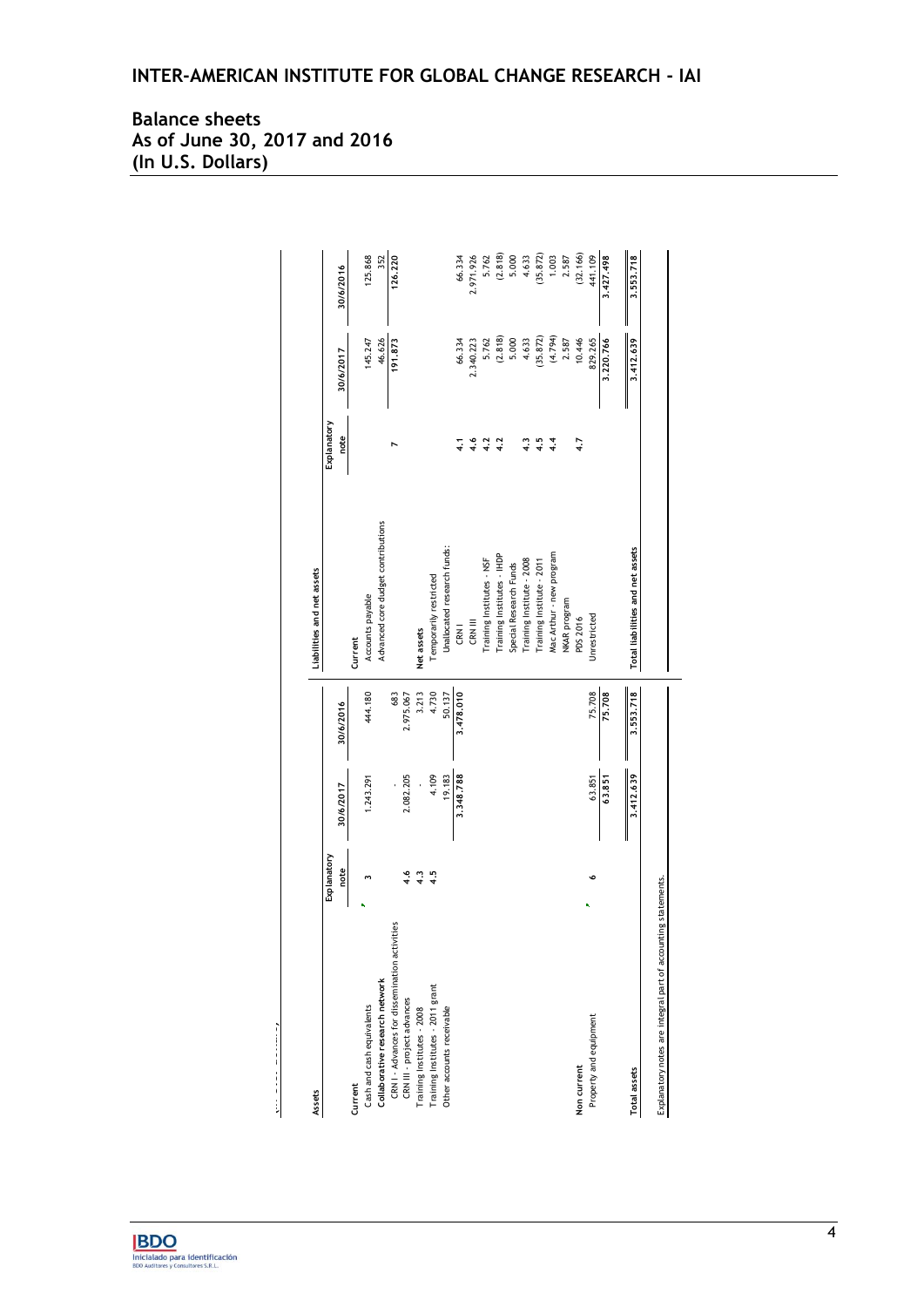# INTER-AMERICAN INSTITUTE FOR GLOBAL CHANGE RESEARCH - IAI

## Balance sheets
## As of June 30, 2017 and 2016
## (In U.S. Dollars)

| Assets | Explanatory note | 30/6/2017 | 30/6/2016 |
|---|---|---|---|
| **Current** | | | |
| Cash and cash equivalents | 3 | 1.243.291 | 444.180 |
| **Collaborative research network** | | | |
| CRN I - Advances for dissemination activities | | - | 683 |
| CRN III - project advances | 4.6 | 2.082.205 | 2.975.067 |
| Training Institutes - 2008 | 4.3 | - | 3.213 |
| Training Institutes - 2011 grant | 4.5 | 4.109 | 4.730 |
| Other accounts receivable | | 19.183 | 50.137 |
| | | 3.348.788 | 3.478.010 |
| **Non current** | | | |
| Property and equipment | 6 | 63.851 | 75.708 |
| | | 63.851 | 75.708 |
| **Total assets** | | 3.412.639 | 3.553.718 |

| Liabilities and net assets | Explanatory note | 30/6/2017 | 30/6/2016 |
|---|---|---|---|
| **Current** | | | |
| Accounts payable | | 145.247 | 125.868 |
| Advanced core dudget contributions | 7 | 46.626 | 352 |
| | | 191.873 | 126.220 |
| **Net assets** | | | |
| Temporarily restricted | | | |
| Unallocated research funds: | | | |
| CRN I | 4.1 | 66.334 | 66.334 |
| CRN III | 4.6 | 2.340.223 | 2.971.926 |
| Training Institutes - NSF | 4.2 | 5.762 | 5.762 |
| Training Institutes - IHDP | 4.2 | (2.818) | (2.818) |
| Special Research Funds | | 5.000 | 5.000 |
| Training Institute - 2008 | 4.3 | 4.633 | 4.633 |
| Training Institute - 2011 | 4.5 | (35.872) | (35.872) |
| Mac Arthur - new program | 4.4 | (4.794) | 1.003 |
| NKAR program | | 2.587 | 2.587 |
| PDS 2016 | 4.7 | 10.446 | (32.166) |
| Unrestricted | | 829.265 | 441.109 |
| | | 3.220.766 | 3.427.498 |
| **Total liabilities and net assets** | | 3.412.639 | 3.553.718 |

Explanatory notes are integral part of accounting statements.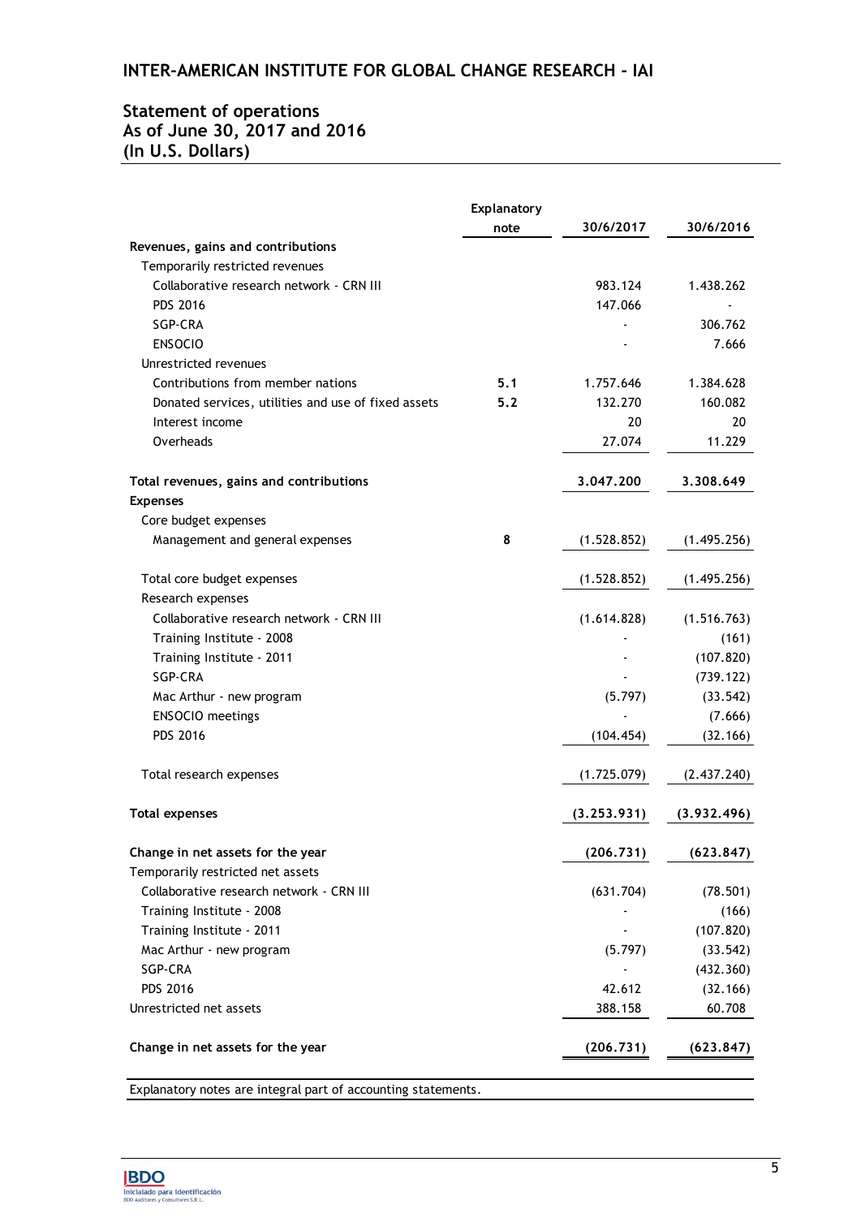## INTER-AMERICAN INSTITUTE FOR GLOBAL CHANGE RESEARCH - IAI

### Statement of operations
### As of June 30, 2017 and 2016
### (In U.S. Dollars)

| | Explanatory note | 30/6/2017 | 30/6/2016 |
|---|---|---|---|
| **Revenues, gains and contributions** | | | |
| Temporarily restricted revenues | | | |
| Collaborative research network - CRN III | | 983.124 | 1.438.262 |
| PDS 2016 | | 147.066 | - |
| SGP-CRA | | - | 306.762 |
| ENSOCIO | | - | 7.666 |
| Unrestricted revenues | | | |
| Contributions from member nations | 5.1 | 1.757.646 | 1.384.628 |
| Donated services, utilities and use of fixed assets | 5.2 | 132.270 | 160.082 |
| Interest income | | 20 | 20 |
| Overheads | | 27.074 | 11.229 |
| **Total revenues, gains and contributions** | | **3.047.200** | **3.308.649** |
| **Expenses** | | | |
| Core budget expenses | | | |
| Management and general expenses | 8 | (1.528.852) | (1.495.256) |
| Total core budget expenses | | (1.528.852) | (1.495.256) |
| Research expenses | | | |
| Collaborative research network - CRN III | | (1.614.828) | (1.516.763) |
| Training Institute - 2008 | | - | (161) |
| Training Institute - 2011 | | - | (107.820) |
| SGP-CRA | | - | (739.122) |
| Mac Arthur - new program | | (5.797) | (33.542) |
| ENSOCIO meetings | | - | (7.666) |
| PDS 2016 | | (104.454) | (32.166) |
| Total research expenses | | (1.725.079) | (2.437.240) |
| **Total expenses** | | **(3.253.931)** | **(3.932.496)** |
| **Change in net assets for the year** | | **(206.731)** | **(623.847)** |
| Temporarily restricted net assets | | | |
| Collaborative research network - CRN III | | (631.704) | (78.501) |
| Training Institute - 2008 | | - | (166) |
| Training Institute - 2011 | | - | (107.820) |
| Mac Arthur - new program | | (5.797) | (33.542) |
| SGP-CRA | | - | (432.360) |
| PDS 2016 | | 42.612 | (32.166) |
| Unrestricted net assets | | 388.158 | 60.708 |
| **Change in net assets for the year** | | **(206.731)** | **(623.847)** |

Explanatory notes are integral part of accounting statements.

BDO
Iniciado para identificación
BDO Auditores y Consultores S.R.L.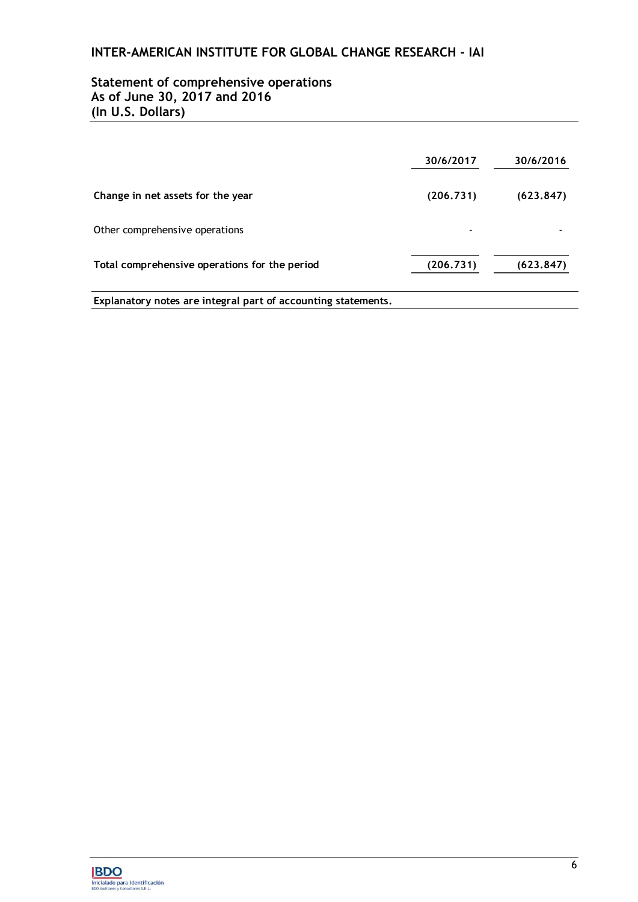# INTER-AMERICAN INSTITUTE FOR GLOBAL CHANGE RESEARCH - IAI

## Statement of comprehensive operations
## As of June 30, 2017 and 2016
## (In U.S. Dollars)

| | 30/6/2017 | 30/6/2016 |
|---|---|---|
| **Change in net assets for the year** | **(206.731)** | **(623.847)** |
| Other comprehensive operations | - | - |
| **Total comprehensive operations for the period** | **(206.731)** | **(623.847)** |

**Explanatory notes are integral part of accounting statements.**

BDO
Inicialado para identificación
BDO Auditores y Consultores S.R.L.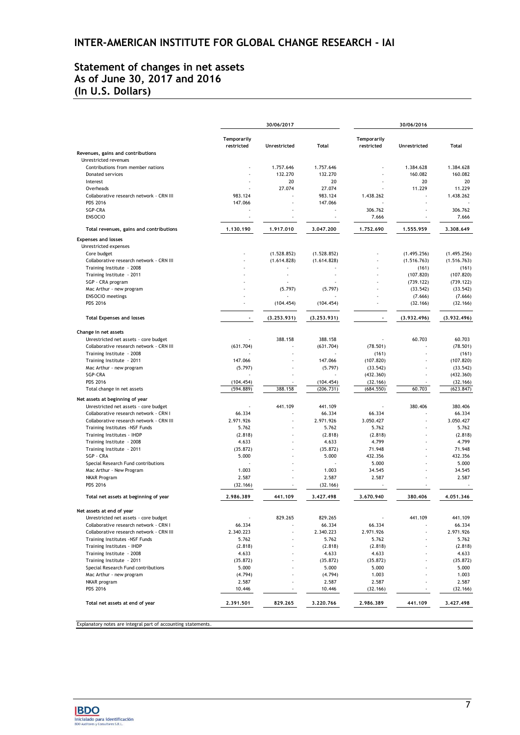## INTER-AMERICAN INSTITUTE FOR GLOBAL CHANGE RESEARCH - IAI

## Statement of changes in net assets
## As of June 30, 2017 and 2016
## (In U.S. Dollars)

| | 30/06/2017 | | | 30/06/2016 | | |
|---|---|---|---|---|---|---|
| | Temporarily restricted | Unrestricted | Total | Temporarily restricted | Unrestricted | Total |
| **Revenues, gains and contributions** | | | | | | |
| Unrestricted revenues | | | | | | |
| Contributions from member nations | - | 1.757.646 | 1.757.646 | - | 1.384.628 | 1.384.628 |
| Donated services | - | 132.270 | 132.270 | - | 160.082 | 160.082 |
| Interest | - | 20 | 20 | - | 20 | 20 |
| Overheads | - | 27.074 | 27.074 | - | 11.229 | 11.229 |
| Collaborative research network - CRN III | 983.124 | - | 983.124 | 1.438.262 | - | 1.438.262 |
| PDS 2016 | 147.066 | - | 147.066 | - | - | - |
| SGP-CRA | - | - | - | 306.762 | - | 306.762 |
| ENSOCIO | - | - | - | 7.666 | - | 7.666 |
| **Total revenues, gains and contributions** | **1.130.190** | **1.917.010** | **3.047.200** | **1.752.690** | **1.555.959** | **3.308.649** |
| **Expenses and losses** | | | | | | |
| Unrestricted expenses | | | | | | |
| Core budget | - | (1.528.852) | (1.528.852) | - | (1.495.256) | (1.495.256) |
| Collaborative research network - CRN III | - | (1.614.828) | (1.614.828) | - | (1.516.763) | (1.516.763) |
| Training Institute - 2008 | - | - | - | - | (161) | (161) |
| Training Institute - 2011 | - | - | - | - | (107.820) | (107.820) |
| SGP - CRA program | - | - | - | - | (739.122) | (739.122) |
| Mac Arthur - new program | - | (5.797) | (5.797) | - | (33.542) | (33.542) |
| ENSOCIO meetings | - | - | - | - | (7.666) | (7.666) |
| PDS 2016 | - | (104.454) | (104.454) | - | (32.166) | (32.166) |
| **Total Expenses and losses** | **-** | **(3.253.931)** | **(3.253.931)** | **-** | **(3.932.496)** | **(3.932.496)** |
| **Change in net assets** | | | | | | |
| Unrestricted net assets - core budget | - | 388.158 | 388.158 | - | 60.703 | 60.703 |
| Collaborative research network - CRN III | (631.704) | - | (631.704) | (78.501) | - | (78.501) |
| Training Institute - 2008 | - | - | - | (161) | - | (161) |
| Training Institute - 2011 | 147.066 | - | 147.066 | (107.820) | - | (107.820) |
| Mac Arthur - new program | (5.797) | - | (5.797) | (33.542) | - | (33.542) |
| SGP-CRA | - | - | - | (432.360) | - | (432.360) |
| PDS 2016 | (104.454) | - | (104.454) | (32.166) | - | (32.166) |
| Total change in net assets | (594.889) | 388.158 | (206.731) | (684.550) | 60.703 | (623.847) |
| **Net assets at beginning of year** | | | | | | |
| Unrestricted net assets - core budget | - | 441.109 | 441.109 | - | 380.406 | 380.406 |
| Collaborative research network - CRN I | 66.334 | - | 66.334 | 66.334 | - | 66.334 |
| Collaborative research network - CRN III | 2.971.926 | - | 2.971.926 | 3.050.427 | - | 3.050.427 |
| Training Institutes -NSF Funds | 5.762 | - | 5.762 | 5.762 | - | 5.762 |
| Training Institutes - IHDP | (2.818) | - | (2.818) | (2.818) | - | (2.818) |
| Training Institute - 2008 | 4.633 | - | 4.633 | 4.799 | - | 4.799 |
| Training Institute - 2011 | (35.872) | - | (35.872) | 71.948 | - | 71.948 |
| SGP - CRA | 5.000 | - | 5.000 | 432.356 | - | 432.356 |
| Special Research Fund contributions | - | - | - | 5.000 | - | 5.000 |
| Mac Arthur - New Program | 1.003 | - | 1.003 | 34.545 | - | 34.545 |
| NKAR Program | 2.587 | - | 2.587 | 2.587 | - | 2.587 |
| PDS 2016 | (32.166) | - | (32.166) | - | - | - |
| **Total net assets at beginning of year** | **2.986.389** | **441.109** | **3.427.498** | **3.670.940** | **380.406** | **4.051.346** |
| **Net assets at end of year** | | | | | | |
| Unrestricted net assets - core budget | - | 829.265 | 829.265 | - | 441.109 | 441.109 |
| Collaborative research network - CRN I | 66.334 | - | 66.334 | 66.334 | - | 66.334 |
| Collaborative research network - CRN III | 2.340.223 | - | 2.340.223 | 2.971.926 | - | 2.971.926 |
| Training Institutes -NSF Funds | 5.762 | - | 5.762 | 5.762 | - | 5.762 |
| Training Institutes - IHDP | (2.818) | - | (2.818) | (2.818) | - | (2.818) |
| Training Institute - 2008 | 4.633 | - | 4.633 | 4.633 | - | 4.633 |
| Training Institute - 2011 | (35.872) | - | (35.872) | (35.872) | - | (35.872) |
| Special Research Fund contributions | 5.000 | - | 5.000 | 5.000 | - | 5.000 |
| Mac Arthur - new program | (4.794) | - | (4.794) | 1.003 | - | 1.003 |
| NKAR program | 2.587 | - | 2.587 | 2.587 | - | 2.587 |
| PDS 2016 | 10.446 | - | 10.446 | (32.166) | - | (32.166) |
| **Total net assets at end of year** | **2.391.501** | **829.265** | **3.220.766** | **2.986.389** | **441.109** | **3.427.498** |

Explanatory notes are integral part of accounting statements.

BDO
Inicialado para identificación
BDO Auditores y Consultores S.R.L.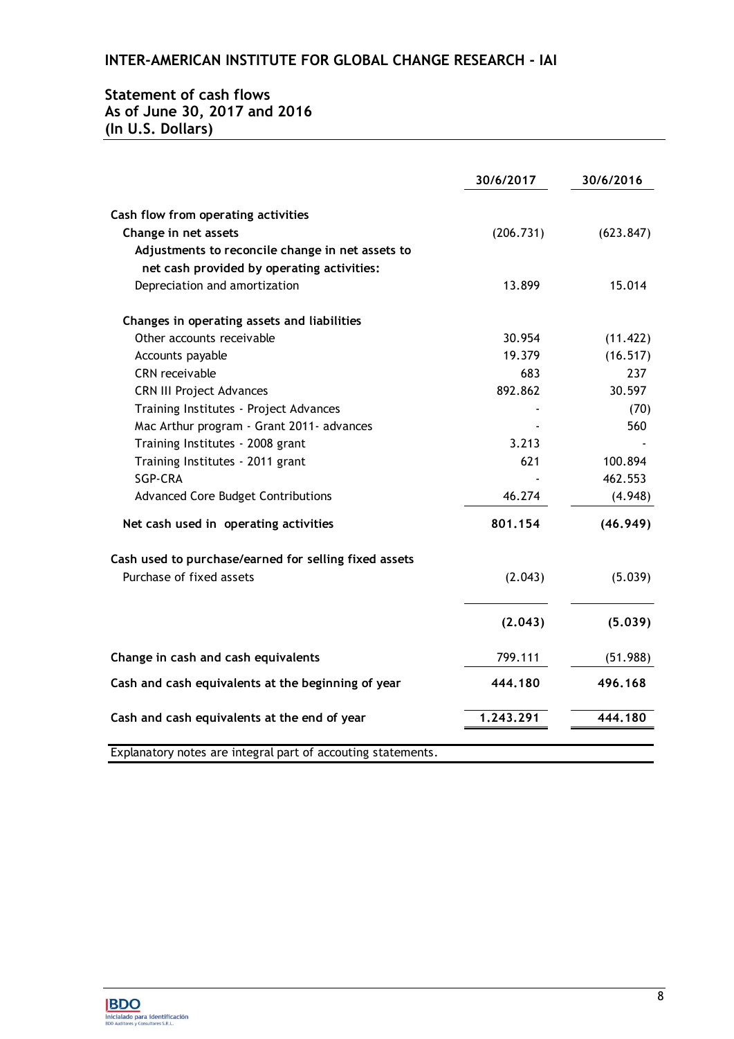## INTER-AMERICAN INSTITUTE FOR GLOBAL CHANGE RESEARCH - IAI

### Statement of cash flows
### As of June 30, 2017 and 2016
### (In U.S. Dollars)

| | 30/6/2017 | 30/6/2016 |
|---|---|---|
| **Cash flow from operating activities** | | |
| **Change in net assets** | (206.731) | (623.847) |
| **Adjustments to reconcile change in net assets to net cash provided by operating activities:** | | |
| Depreciation and amortization | 13.899 | 15.014 |
| **Changes in operating assets and liabilities** | | |
| Other accounts receivable | 30.954 | (11.422) |
| Accounts payable | 19.379 | (16.517) |
| CRN receivable | 683 | 237 |
| CRN III Project Advances | 892.862 | 30.597 |
| Training Institutes - Project Advances | - | (70) |
| Mac Arthur program - Grant 2011- advances | - | 560 |
| Training Institutes - 2008 grant | 3.213 | - |
| Training Institutes - 2011 grant | 621 | 100.894 |
| SGP-CRA | - | 462.553 |
| Advanced Core Budget Contributions | 46.274 | (4.948) |
| **Net cash used in operating activities** | **801.154** | **(46.949)** |
| **Cash used to purchase/earned for selling fixed assets** | | |
| Purchase of fixed assets | (2.043) | (5.039) |
| | **(2.043)** | **(5.039)** |
| **Change in cash and cash equivalents** | 799.111 | (51.988) |
| **Cash and cash equivalents at the beginning of year** | **444.180** | **496.168** |
| **Cash and cash equivalents at the end of year** | **1.243.291** | **444.180** |

Explanatory notes are integral part of accouting statements.

BDO
Inicialado para identificación
BDO Auditores y Consultores S.R.L.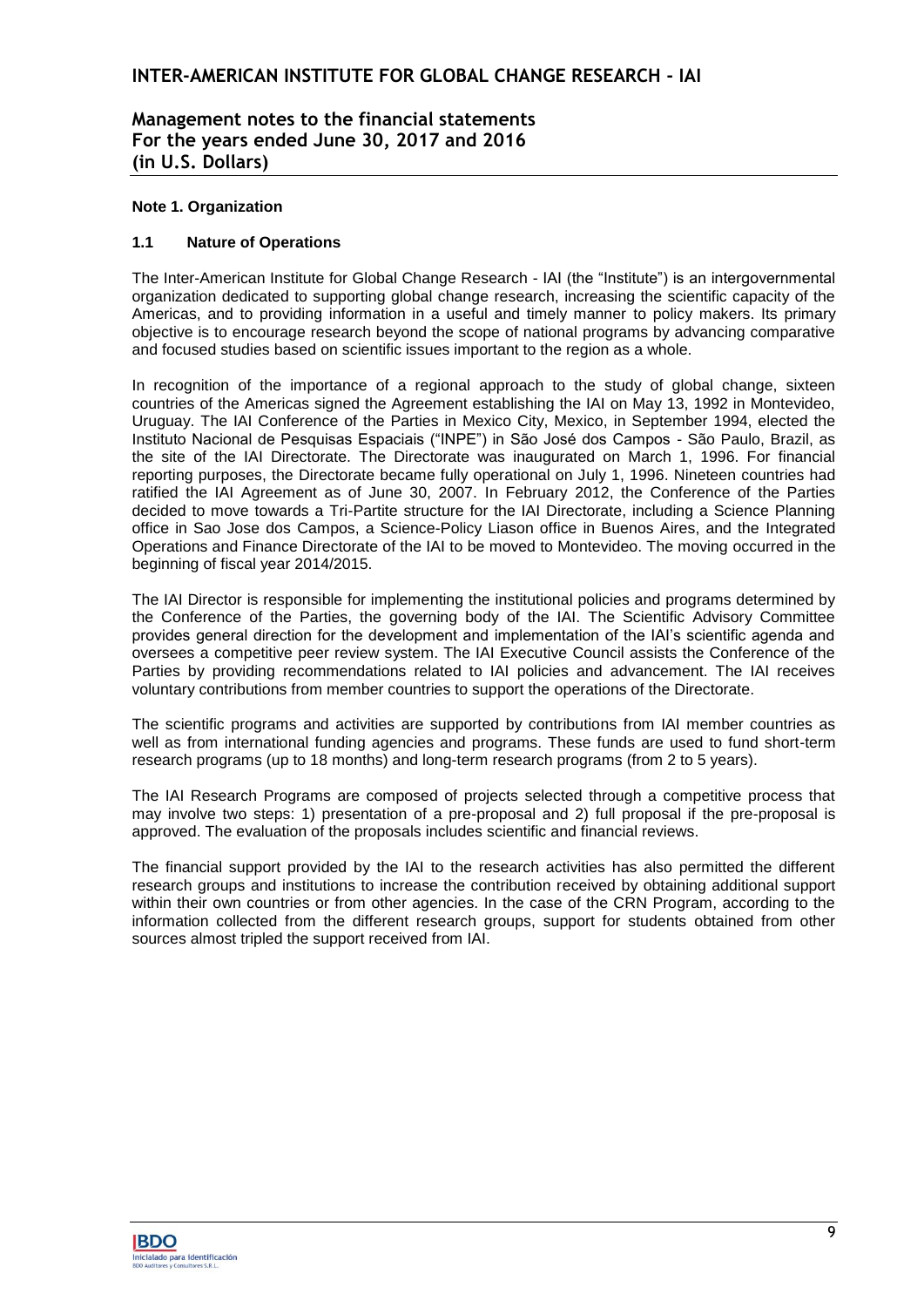## Note 1. Organization

### 1.1 Nature of Operations

The Inter-American Institute for Global Change Research - IAI (the "Institute") is an intergovernmental organization dedicated to supporting global change research, increasing the scientific capacity of the Americas, and to providing information in a useful and timely manner to policy makers. Its primary objective is to encourage research beyond the scope of national programs by advancing comparative and focused studies based on scientific issues important to the region as a whole.

In recognition of the importance of a regional approach to the study of global change, sixteen countries of the Americas signed the Agreement establishing the IAI on May 13, 1992 in Montevideo, Uruguay. The IAI Conference of the Parties in Mexico City, Mexico, in September 1994, elected the Instituto Nacional de Pesquisas Espaciais ("INPE") in São José dos Campos - São Paulo, Brazil, as the site of the IAI Directorate. The Directorate was inaugurated on March 1, 1996. For financial reporting purposes, the Directorate became fully operational on July 1, 1996. Nineteen countries had ratified the IAI Agreement as of June 30, 2007. In February 2012, the Conference of the Parties decided to move towards a Tri-Partite structure for the IAI Directorate, including a Science Planning office in Sao Jose dos Campos, a Science-Policy Liason office in Buenos Aires, and the Integrated Operations and Finance Directorate of the IAI to be moved to Montevideo. The moving occurred in the beginning of fiscal year 2014/2015.

The IAI Director is responsible for implementing the institutional policies and programs determined by the Conference of the Parties, the governing body of the IAI. The Scientific Advisory Committee provides general direction for the development and implementation of the IAI's scientific agenda and oversees a competitive peer review system. The IAI Executive Council assists the Conference of the Parties by providing recommendations related to IAI policies and advancement. The IAI receives voluntary contributions from member countries to support the operations of the Directorate.

The scientific programs and activities are supported by contributions from IAI member countries as well as from international funding agencies and programs. These funds are used to fund short-term research programs (up to 18 months) and long-term research programs (from 2 to 5 years).

The IAI Research Programs are composed of projects selected through a competitive process that may involve two steps: 1) presentation of a pre-proposal and 2) full proposal if the pre-proposal is approved. The evaluation of the proposals includes scientific and financial reviews.

The financial support provided by the IAI to the research activities has also permitted the different research groups and institutions to increase the contribution received by obtaining additional support within their own countries or from other agencies. In the case of the CRN Program, according to the information collected from the different research groups, support for students obtained from other sources almost tripled the support received from IAI.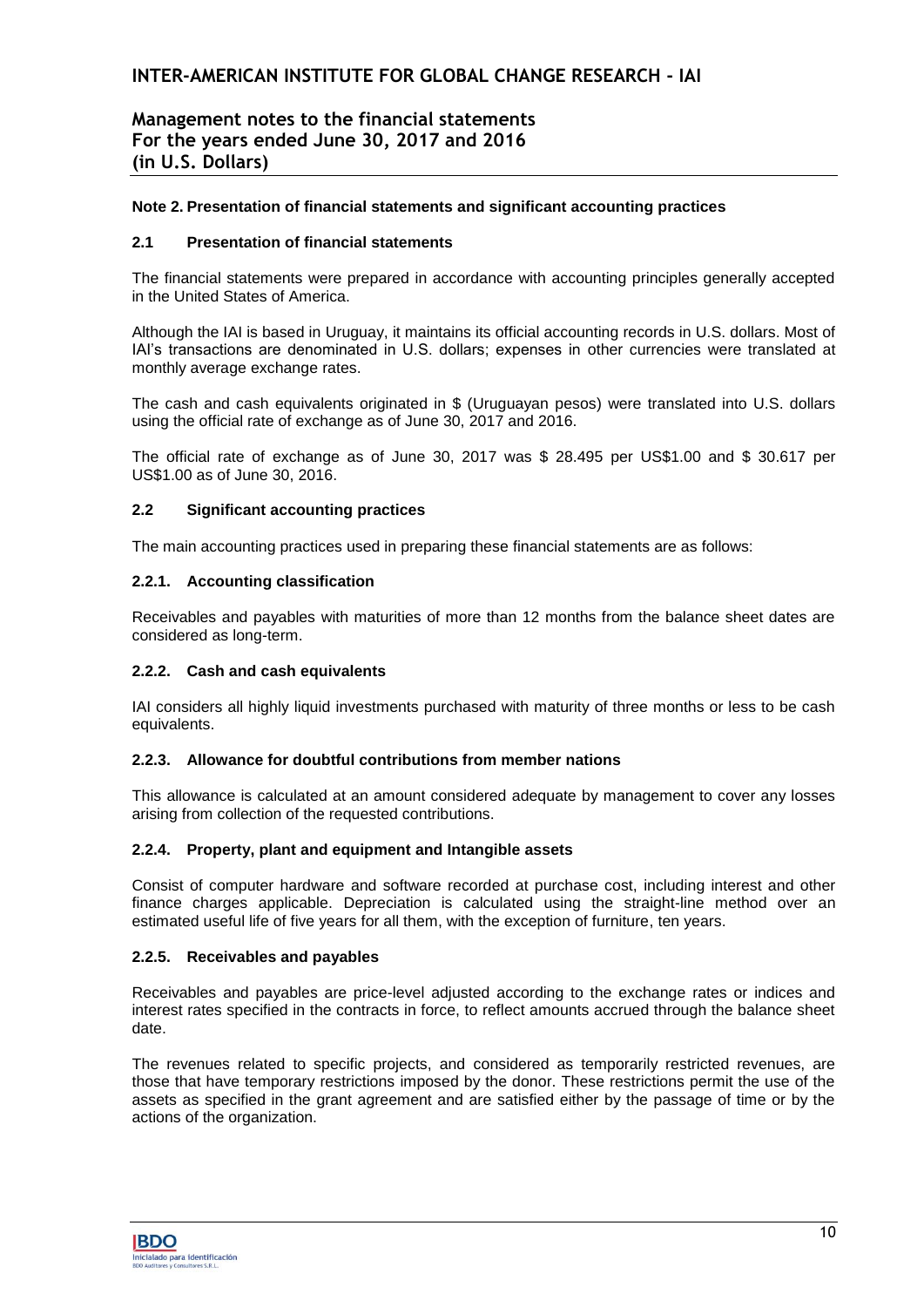### Note 2. Presentation of financial statements and significant accounting practices

### 2.1 Presentation of financial statements

The financial statements were prepared in accordance with accounting principles generally accepted in the United States of America.

Although the IAI is based in Uruguay, it maintains its official accounting records in U.S. dollars. Most of IAI's transactions are denominated in U.S. dollars; expenses in other currencies were translated at monthly average exchange rates.

The cash and cash equivalents originated in $ (Uruguayan pesos) were translated into U.S. dollars using the official rate of exchange as of June 30, 2017 and 2016.

The official rate of exchange as of June 30, 2017 was $ 28.495 per US$1.00 and $ 30.617 per US$1.00 as of June 30, 2016.

### 2.2 Significant accounting practices

The main accounting practices used in preparing these financial statements are as follows:

#### 2.2.1. Accounting classification

Receivables and payables with maturities of more than 12 months from the balance sheet dates are considered as long-term.

#### 2.2.2. Cash and cash equivalents

IAI considers all highly liquid investments purchased with maturity of three months or less to be cash equivalents.

#### 2.2.3. Allowance for doubtful contributions from member nations

This allowance is calculated at an amount considered adequate by management to cover any losses arising from collection of the requested contributions.

#### 2.2.4. Property, plant and equipment and Intangible assets

Consist of computer hardware and software recorded at purchase cost, including interest and other finance charges applicable. Depreciation is calculated using the straight-line method over an estimated useful life of five years for all them, with the exception of furniture, ten years.

#### 2.2.5. Receivables and payables

Receivables and payables are price-level adjusted according to the exchange rates or indices and interest rates specified in the contracts in force, to reflect amounts accrued through the balance sheet date.

The revenues related to specific projects, and considered as temporarily restricted revenues, are those that have temporary restrictions imposed by the donor. These restrictions permit the use of the assets as specified in the grant agreement and are satisfied either by the passage of time or by the actions of the organization.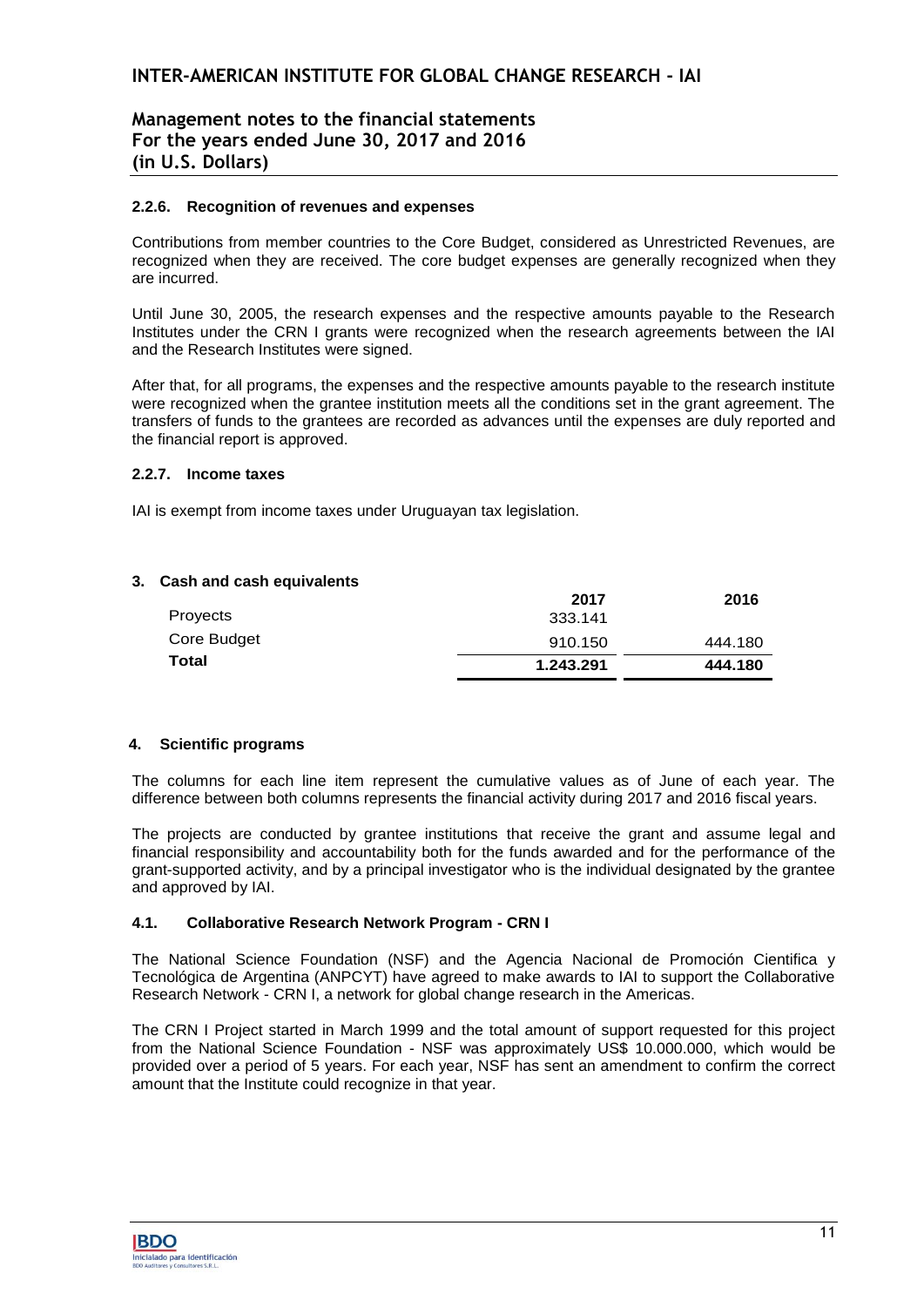#### 2.2.6. Recognition of revenues and expenses

Contributions from member countries to the Core Budget, considered as Unrestricted Revenues, are recognized when they are received. The core budget expenses are generally recognized when they are incurred.

Until June 30, 2005, the research expenses and the respective amounts payable to the Research Institutes under the CRN I grants were recognized when the research agreements between the IAI and the Research Institutes were signed.

After that, for all programs, the expenses and the respective amounts payable to the research institute were recognized when the grantee institution meets all the conditions set in the grant agreement. The transfers of funds to the grantees are recorded as advances until the expenses are duly reported and the financial report is approved.

#### 2.2.7. Income taxes

IAI is exempt from income taxes under Uruguayan tax legislation.

## 3. Cash and cash equivalents

| | 2017 | 2016 |
|---|---|---|
| Proyects | 333.141 | |
| Core Budget | 910.150 | 444.180 |
| **Total** | **1.243.291** | **444.180** |

## 4. Scientific programs

The columns for each line item represent the cumulative values as of June of each year. The difference between both columns represents the financial activity during 2017 and 2016 fiscal years.

The projects are conducted by grantee institutions that receive the grant and assume legal and financial responsibility and accountability both for the funds awarded and for the performance of the grant-supported activity, and by a principal investigator who is the individual designated by the grantee and approved by IAI.

### 4.1. Collaborative Research Network Program - CRN I

The National Science Foundation (NSF) and the Agencia Nacional de Promoción Cientifica y Tecnológica de Argentina (ANPCYT) have agreed to make awards to IAI to support the Collaborative Research Network - CRN I, a network for global change research in the Americas.

The CRN I Project started in March 1999 and the total amount of support requested for this project from the National Science Foundation - NSF was approximately US$ 10.000.000, which would be provided over a period of 5 years. For each year, NSF has sent an amendment to confirm the correct amount that the Institute could recognize in that year.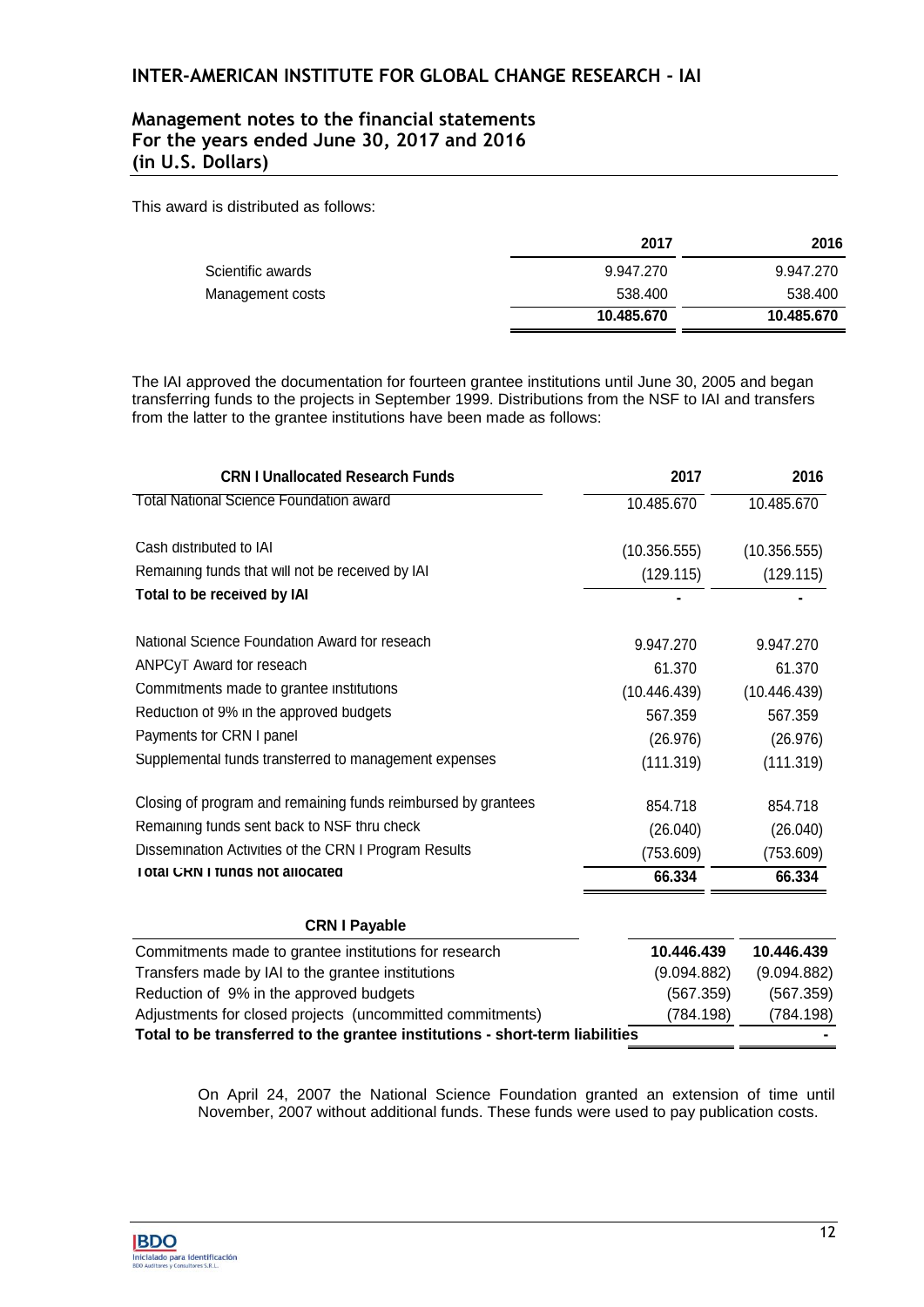This award is distributed as follows:

| | 2017 | 2016 |
|---|---|---|
| Scientific awards | 9.947.270 | 9.947.270 |
| Management costs | 538.400 | 538.400 |
| | **10.485.670** | **10.485.670** |

The IAI approved the documentation for fourteen grantee institutions until June 30, 2005 and began transferring funds to the projects in September 1999. Distributions from the NSF to IAI and transfers from the latter to the grantee institutions have been made as follows:

| **CRN I Unallocated Research Funds** | **2017** | **2016** |
|---|---|---|
| Total National Science Foundation award | 10.485.670 | 10.485.670 |
| Cash distributed to IAI | (10.356.555) | (10.356.555) |
| Remaining funds that will not be received by IAI | (129.115) | (129.115) |
| **Total to be received by IAI** | **-** | **-** |
| National Science Foundation Award for reseach | 9.947.270 | 9.947.270 |
| ANPCyT Award for reseach | 61.370 | 61.370 |
| Commitments made to grantee institutions | (10.446.439) | (10.446.439) |
| Reduction of 9% in the approved budgets | 567.359 | 567.359 |
| Payments for CRN I panel | (26.976) | (26.976) |
| Supplemental funds transferred to management expenses | (111.319) | (111.319) |
| Closing of program and remaining funds reimbursed by grantees | 854.718 | 854.718 |
| Remaining funds sent back to NSF thru check | (26.040) | (26.040) |
| Dissemination Activities of the CRN I Program Results | (753.609) | (753.609) |
| **Total CRN I funds not allocated** | **66.334** | **66.334** |

| **CRN I Payable** | | |
|---|---|---|
| Commitments made to grantee institutions for research | **10.446.439** | **10.446.439** |
| Transfers made by IAI to the grantee institutions | (9.094.882) | (9.094.882) |
| Reduction of 9% in the approved budgets | (567.359) | (567.359) |
| Adjustments for closed projects (uncommitted commitments) | (784.198) | (784.198) |
| **Total to be transferred to the grantee institutions - short-term liabilities** | **-** | **-** |

On April 24, 2007 the National Science Foundation granted an extension of time until November, 2007 without additional funds. These funds were used to pay publication costs.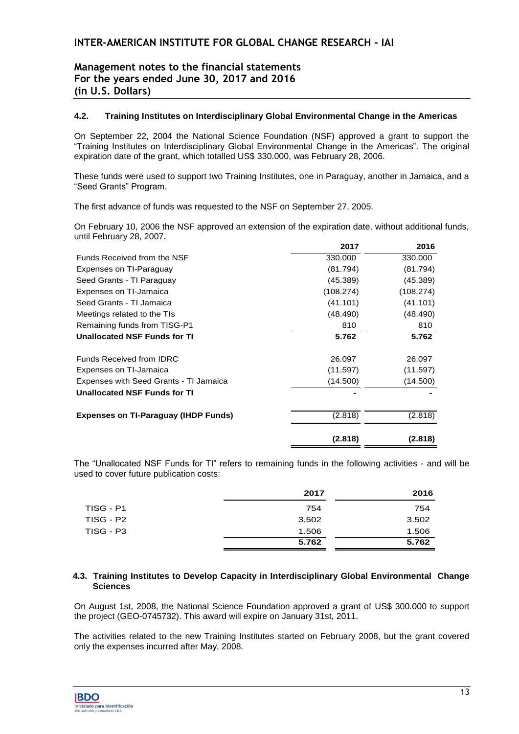### 4.2. Training Institutes on Interdisciplinary Global Environmental Change in the Americas

On September 22, 2004 the National Science Foundation (NSF) approved a grant to support the "Training Institutes on Interdisciplinary Global Environmental Change in the Americas". The original expiration date of the grant, which totalled US$ 330.000, was February 28, 2006.

These funds were used to support two Training Institutes, one in Paraguay, another in Jamaica, and a "Seed Grants" Program.

The first advance of funds was requested to the NSF on September 27, 2005.

On February 10, 2006 the NSF approved an extension of the expiration date, without additional funds, until February 28, 2007.

| | 2017 | 2016 |
|---|---|---|
| Funds Received from the NSF | 330.000 | 330.000 |
| Expenses on TI-Paraguay | (81.794) | (81.794) |
| Seed Grants - TI Paraguay | (45.389) | (45.389) |
| Expenses on TI-Jamaica | (108.274) | (108.274) |
| Seed Grants - TI Jamaica | (41.101) | (41.101) |
| Meetings related to the TIs | (48.490) | (48.490) |
| Remaining funds from TISG-P1 | 810 | 810 |
| **Unallocated NSF Funds for TI** | **5.762** | **5.762** |
| | | |
| Funds Received from IDRC | 26.097 | 26.097 |
| Expenses on TI-Jamaica | (11.597) | (11.597) |
| Expenses with Seed Grants - TI Jamaica | (14.500) | (14.500) |
| **Unallocated NSF Funds for TI** | - | - |
| | | |
| **Expenses on TI-Paraguay (IHDP Funds)** | (2.818) | (2.818) |
| | **(2.818)** | **(2.818)** |

The "Unallocated NSF Funds for TI" refers to remaining funds in the following activities - and will be used to cover future publication costs:

| | 2017 | 2016 |
|---|---|---|
| TISG - P1 | 754 | 754 |
| TISG - P2 | 3.502 | 3.502 |
| TISG - P3 | 1.506 | 1.506 |
| | **5.762** | **5.762** |

### 4.3. Training Institutes to Develop Capacity in Interdisciplinary Global Environmental Change Sciences

On August 1st, 2008, the National Science Foundation approved a grant of US$ 300.000 to support the project (GEO-0745732). This award will expire on January 31st, 2011.

The activities related to the new Training Institutes started on February 2008, but the grant covered only the expenses incurred after May, 2008.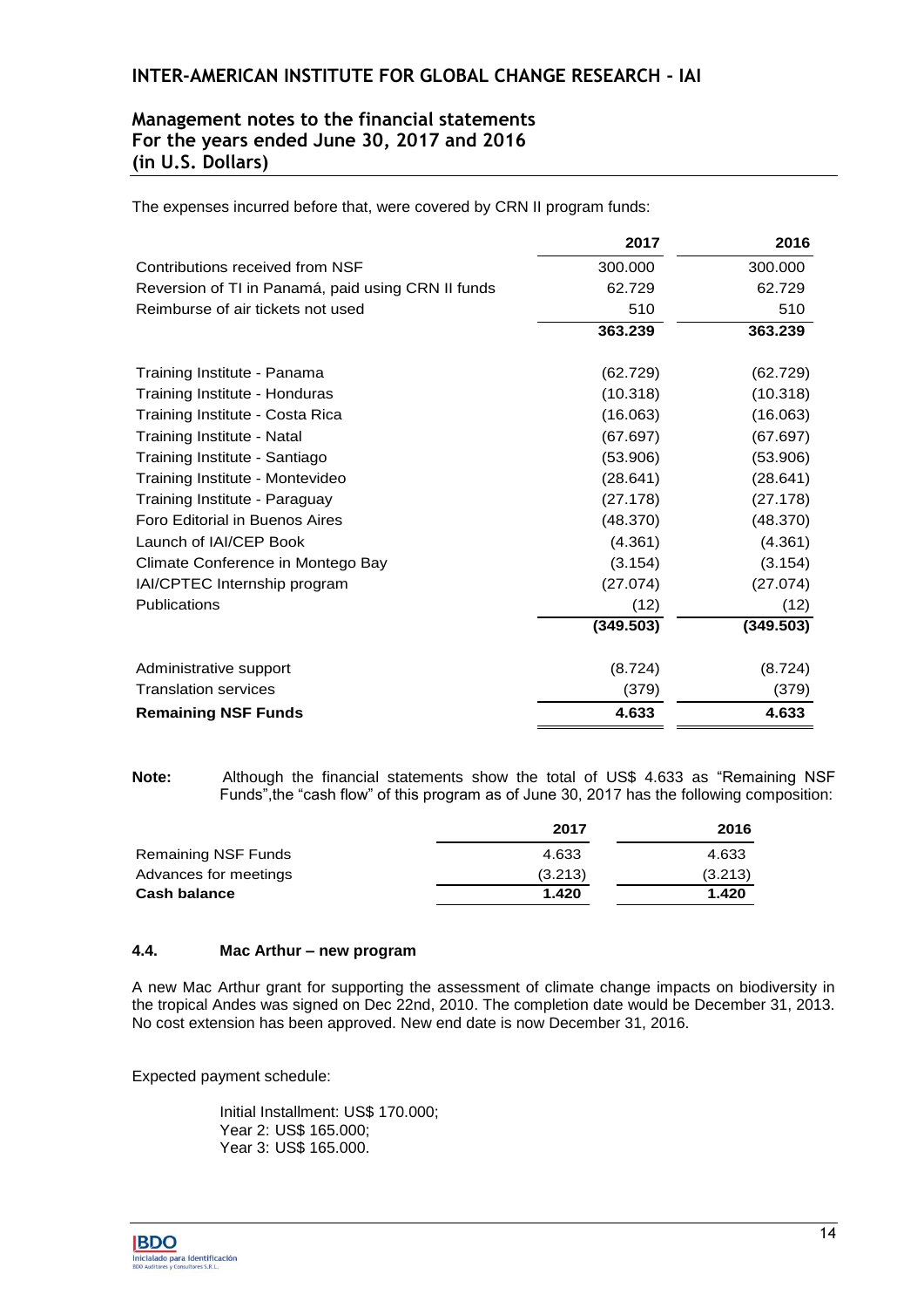The expenses incurred before that, were covered by CRN II program funds:

| | 2017 | 2016 |
|---|---|---|
| Contributions received from NSF | 300.000 | 300.000 |
| Reversion of TI in Panamá, paid using CRN II funds | 62.729 | 62.729 |
| Reimburse of air tickets not used | 510 | 510 |
| | **363.239** | **363.239** |
| Training Institute - Panama | (62.729) | (62.729) |
| Training Institute - Honduras | (10.318) | (10.318) |
| Training Institute - Costa Rica | (16.063) | (16.063) |
| Training Institute - Natal | (67.697) | (67.697) |
| Training Institute - Santiago | (53.906) | (53.906) |
| Training Institute - Montevideo | (28.641) | (28.641) |
| Training Institute - Paraguay | (27.178) | (27.178) |
| Foro Editorial in Buenos Aires | (48.370) | (48.370) |
| Launch of IAI/CEP Book | (4.361) | (4.361) |
| Climate Conference in Montego Bay | (3.154) | (3.154) |
| IAI/CPTEC Internship program | (27.074) | (27.074) |
| Publications | (12) | (12) |
| | **(349.503)** | **(349.503)** |
| Administrative support | (8.724) | (8.724) |
| Translation services | (379) | (379) |
| **Remaining NSF Funds** | **4.633** | **4.633** |

**Note:** Although the financial statements show the total of US$ 4.633 as "Remaining NSF Funds",the "cash flow" of this program as of June 30, 2017 has the following composition:

| | 2017 | 2016 |
|---|---|---|
| Remaining NSF Funds | 4.633 | 4.633 |
| Advances for meetings | (3.213) | (3.213) |
| **Cash balance** | **1.420** | **1.420** |

### 4.4. Mac Arthur – new program

A new Mac Arthur grant for supporting the assessment of climate change impacts on biodiversity in the tropical Andes was signed on Dec 22nd, 2010. The completion date would be December 31, 2013. No cost extension has been approved. New end date is now December 31, 2016.

Expected payment schedule:

Initial Installment: US$ 170.000;
Year 2: US$ 165.000;
Year 3: US$ 165.000.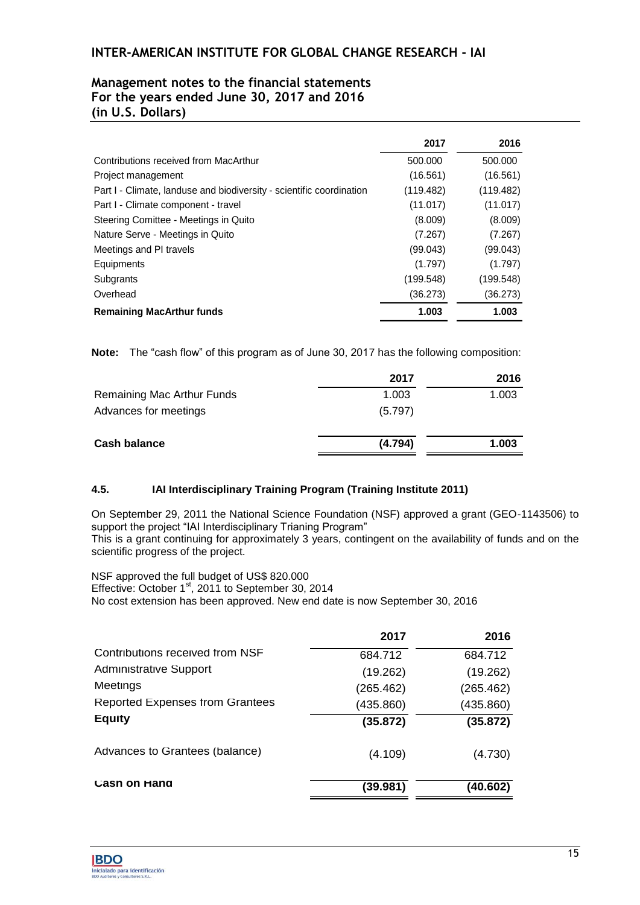| | 2017 | 2016 |
|---|---|---|
| Contributions received from MacArthur | 500.000 | 500.000 |
| Project management | (16.561) | (16.561) |
| Part I - Climate, landuse and biodiversity - scientific coordination | (119.482) | (119.482) |
| Part I - Climate component - travel | (11.017) | (11.017) |
| Steering Comittee - Meetings in Quito | (8.009) | (8.009) |
| Nature Serve - Meetings in Quito | (7.267) | (7.267) |
| Meetings and PI travels | (99.043) | (99.043) |
| Equipments | (1.797) | (1.797) |
| Subgrants | (199.548) | (199.548) |
| Overhead | (36.273) | (36.273) |
| **Remaining MacArthur funds** | **1.003** | **1.003** |

**Note:** The "cash flow" of this program as of June 30, 2017 has the following composition:

| | 2017 | 2016 |
|---|---|---|
| Remaining Mac Arthur Funds | 1.003 | 1.003 |
| Advances for meetings | (5.797) | |
| **Cash balance** | **(4.794)** | **1.003** |

#### 4.5. IAI Interdisciplinary Training Program (Training Institute 2011)

On September 29, 2011 the National Science Foundation (NSF) approved a grant (GEO-1143506) to support the project "IAI Interdisciplinary Trianing Program"
This is a grant continuing for approximately 3 years, contingent on the availability of funds and on the scientific progress of the project.

NSF approved the full budget of US$ 820.000
Effective: October 1st, 2011 to September 30, 2014
No cost extension has been approved. New end date is now September 30, 2016

| | 2017 | 2016 |
|---|---|---|
| Contributions received from NSF | 684.712 | 684.712 |
| Administrative Support | (19.262) | (19.262) |
| Meetings | (265.462) | (265.462) |
| Reported Expenses from Grantees | (435.860) | (435.860) |
| **Equity** | **(35.872)** | **(35.872)** |
| Advances to Grantees (balance) | (4.109) | (4.730) |
| **Cash on Hand** | **(39.981)** | **(40.602)** |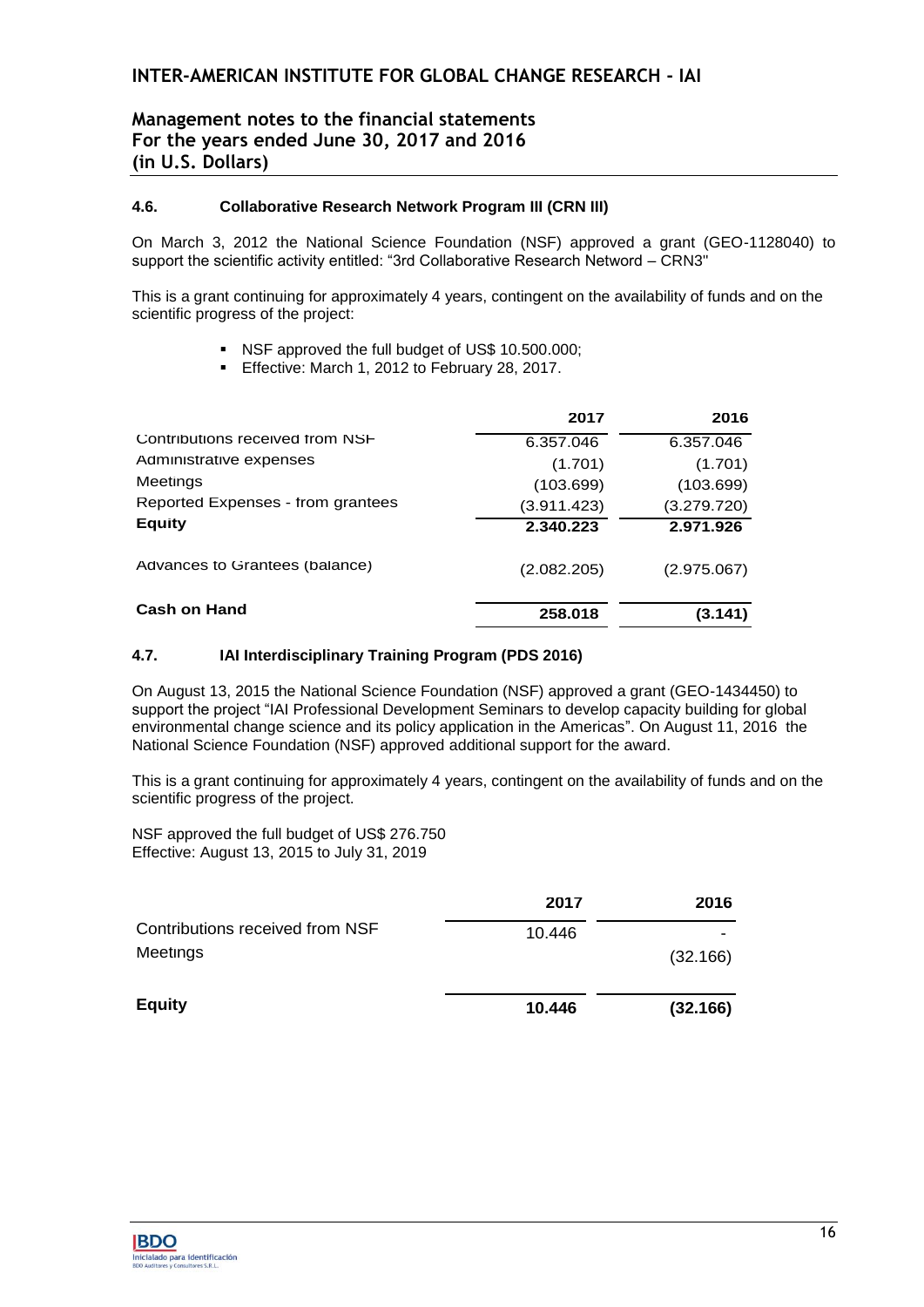### 4.6. Collaborative Research Network Program III (CRN III)

On March 3, 2012 the National Science Foundation (NSF) approved a grant (GEO-1128040) to support the scientific activity entitled: "3rd Collaborative Research Netword – CRN3"

This is a grant continuing for approximately 4 years, contingent on the availability of funds and on the scientific progress of the project:

- NSF approved the full budget of US$ 10.500.000;
- Effective: March 1, 2012 to February 28, 2017.

| | 2017 | 2016 |
|---|---|---|
| Contributions received from NSF | 6.357.046 | 6.357.046 |
| Administrative expenses | (1.701) | (1.701) |
| Meetings | (103.699) | (103.699) |
| Reported Expenses - from grantees | (3.911.423) | (3.279.720) |
| **Equity** | **2.340.223** | **2.971.926** |
| Advances to Grantees (balance) | (2.082.205) | (2.975.067) |
| **Cash on Hand** | **258.018** | **(3.141)** |

### 4.7. IAI Interdisciplinary Training Program (PDS 2016)

On August 13, 2015 the National Science Foundation (NSF) approved a grant (GEO-1434450) to support the project "IAI Professional Development Seminars to develop capacity building for global environmental change science and its policy application in the Americas". On August 11, 2016 the National Science Foundation (NSF) approved additional support for the award.

This is a grant continuing for approximately 4 years, contingent on the availability of funds and on the scientific progress of the project.

NSF approved the full budget of US$ 276.750
Effective: August 13, 2015 to July 31, 2019

| | 2017 | 2016 |
|---|---|---|
| Contributions received from NSF | 10.446 | - |
| Meetings | | (32.166) |
| **Equity** | **10.446** | **(32.166)** |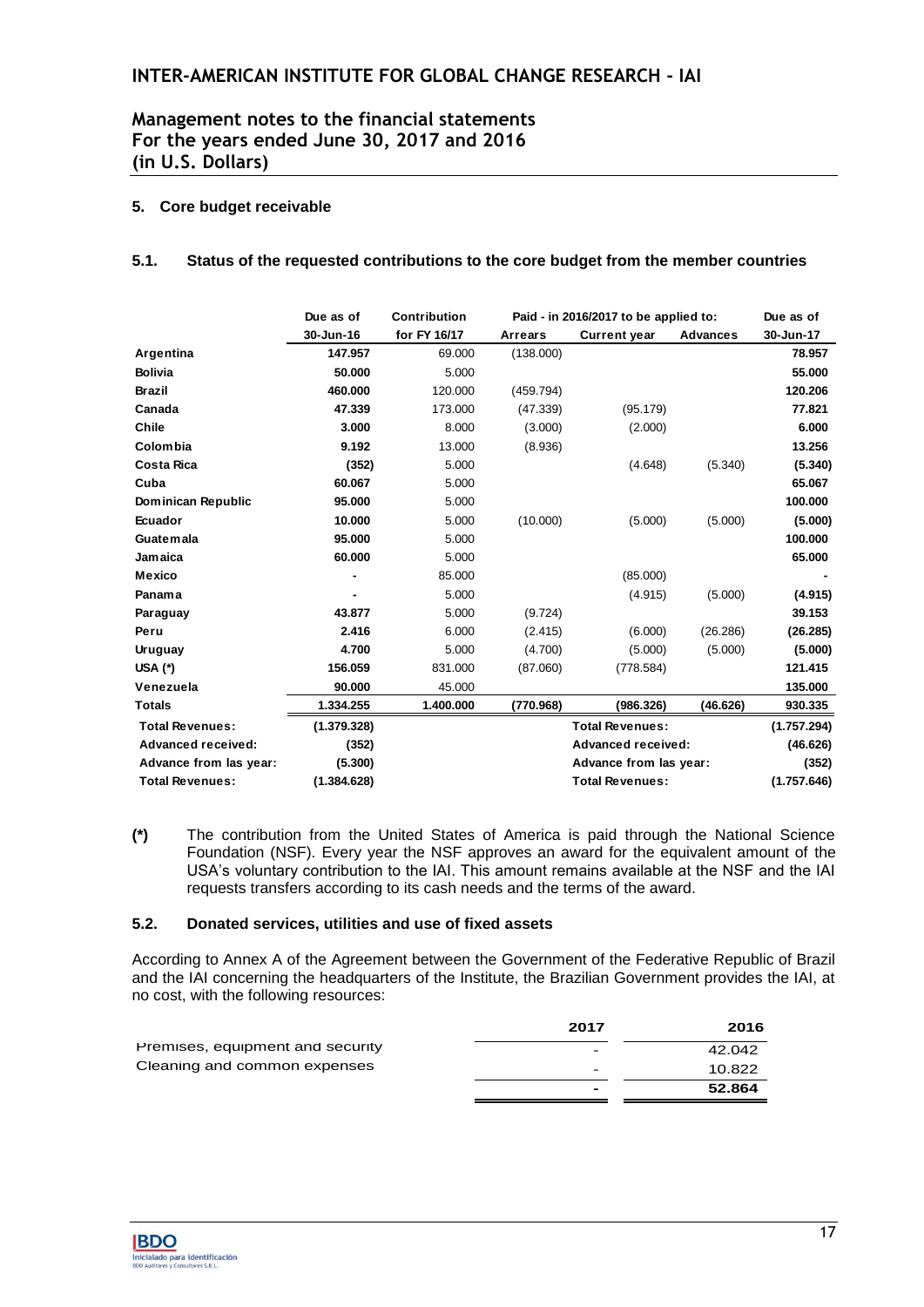## 5. Core budget receivable

### 5.1. Status of the requested contributions to the core budget from the member countries

| | Due as of | Contribution | Paid - in 2016/2017 to be applied to: | | | Due as of |
|---|---|---|---|---|---|---|
| | 30-Jun-16 | for FY 16/17 | Arrears | Current year | Advances | 30-Jun-17 |
| Argentina | 147.957 | 69.000 | (138.000) | | | 78.957 |
| Bolivia | 50.000 | 5.000 | | | | 55.000 |
| Brazil | 460.000 | 120.000 | (459.794) | | | 120.206 |
| Canada | 47.339 | 173.000 | (47.339) | (95.179) | | 77.821 |
| Chile | 3.000 | 8.000 | (3.000) | (2.000) | | 6.000 |
| Colombia | 9.192 | 13.000 | (8.936) | | | 13.256 |
| Costa Rica | (352) | 5.000 | | (4.648) | (5.340) | (5.340) |
| Cuba | 60.067 | 5.000 | | | | 65.067 |
| Dominican Republic | 95.000 | 5.000 | | | | 100.000 |
| Ecuador | 10.000 | 5.000 | (10.000) | (5.000) | (5.000) | (5.000) |
| Guatemala | 95.000 | 5.000 | | | | 100.000 |
| Jamaica | 60.000 | 5.000 | | | | 65.000 |
| Mexico | - | 85.000 | | (85.000) | | - |
| Panama | - | 5.000 | | (4.915) | (5.000) | (4.915) |
| Paraguay | 43.877 | 5.000 | (9.724) | | | 39.153 |
| Peru | 2.416 | 6.000 | (2.415) | (6.000) | (26.286) | (26.285) |
| Uruguay | 4.700 | 5.000 | (4.700) | (5.000) | (5.000) | (5.000) |
| USA (*) | 156.059 | 831.000 | (87.060) | (778.584) | | 121.415 |
| Venezuela | 90.000 | 45.000 | | | | 135.000 |
| **Totals** | **1.334.255** | **1.400.000** | **(770.968)** | **(986.326)** | **(46.626)** | **930.335** |
| Total Revenues: | (1.379.328) | | | Total Revenues: | | (1.757.294) |
| Advanced received: | (352) | | | Advanced received: | | (46.626) |
| Advance from las year: | (5.300) | | | Advance from las year: | | (352) |
| Total Revenues: | (1.384.628) | | | Total Revenues: | | (1.757.646) |

**(*)** The contribution from the United States of America is paid through the National Science Foundation (NSF). Every year the NSF approves an award for the equivalent amount of the USA's voluntary contribution to the IAI. This amount remains available at the NSF and the IAI requests transfers according to its cash needs and the terms of the award.

### 5.2. Donated services, utilities and use of fixed assets

According to Annex A of the Agreement between the Government of the Federative Republic of Brazil and the IAI concerning the headquarters of the Institute, the Brazilian Government provides the IAI, at no cost, with the following resources:

| | 2017 | 2016 |
|---|---|---|
| Premises, equipment and security | - | 42.042 |
| Cleaning and common expenses | - | 10.822 |
| | **-** | **52.864** |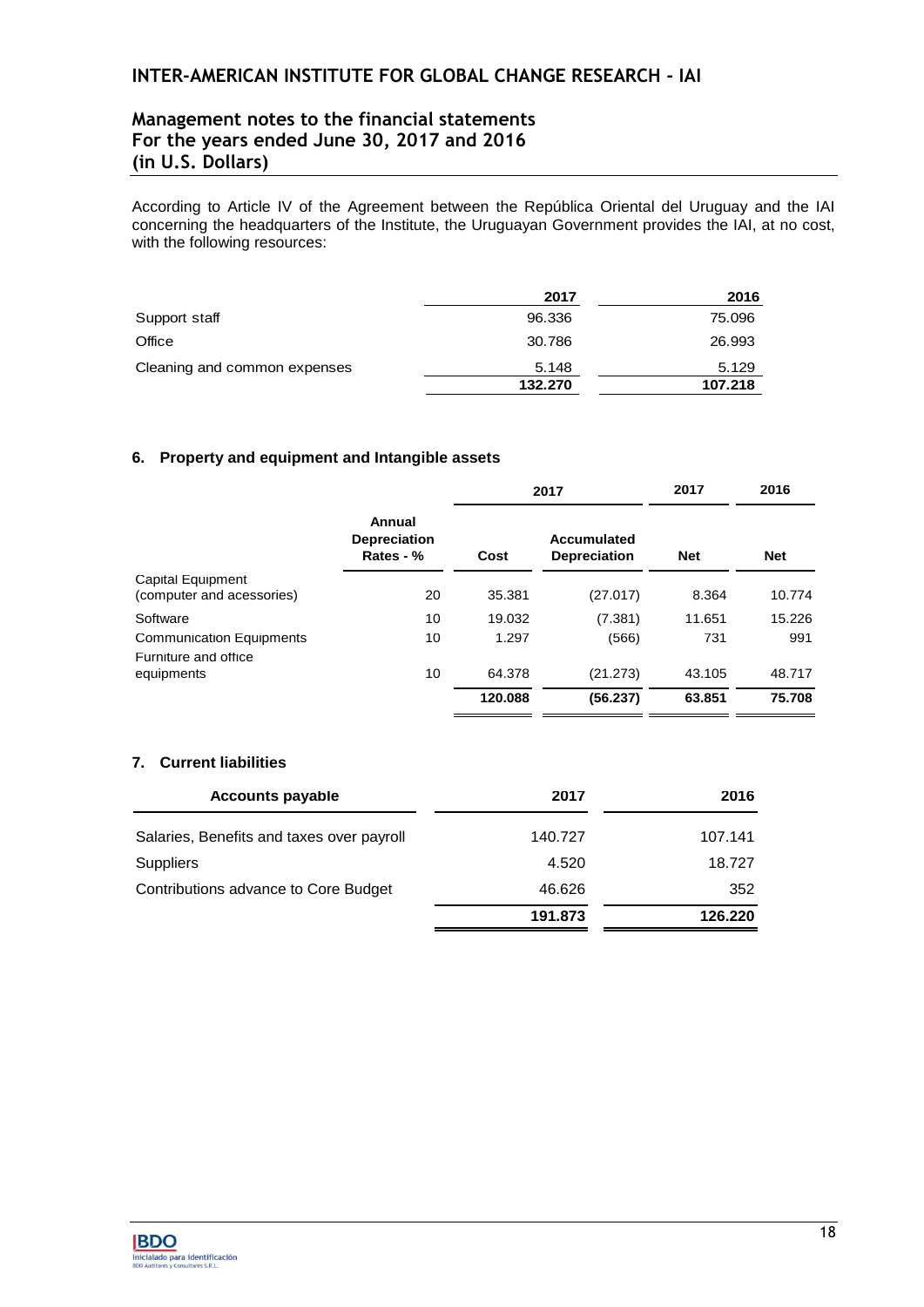According to Article IV of the Agreement between the República Oriental del Uruguay and the IAI concerning the headquarters of the Institute, the Uruguayan Government provides the IAI, at no cost, with the following resources:

| | 2017 | 2016 |
|---|---|---|
| Support staff | 96.336 | 75.096 |
| Office | 30.786 | 26.993 |
| Cleaning and common expenses | 5.148 | 5.129 |
| | **132.270** | **107.218** |

### 6. Property and equipment and Intangible assets

| | | 2017 | | 2017 | 2016 |
|---|---|---|---|---|---|
| | **Annual Depreciation Rates - %** | **Cost** | **Accumulated Depreciation** | **Net** | **Net** |
| Capital Equipment (computer and acessories) | 20 | 35.381 | (27.017) | 8.364 | 10.774 |
| Software | 10 | 19.032 | (7.381) | 11.651 | 15.226 |
| Communication Equipments | 10 | 1.297 | (566) | 731 | 991 |
| Furniture and office equipments | 10 | 64.378 | (21.273) | 43.105 | 48.717 |
| | | **120.088** | **(56.237)** | **63.851** | **75.708** |

### 7. Current liabilities

| Accounts payable | 2017 | 2016 |
|---|---|---|
| Salaries, Benefits and taxes over payroll | 140.727 | 107.141 |
| Suppliers | 4.520 | 18.727 |
| Contributions advance to Core Budget | 46.626 | 352 |
| | **191.873** | **126.220** |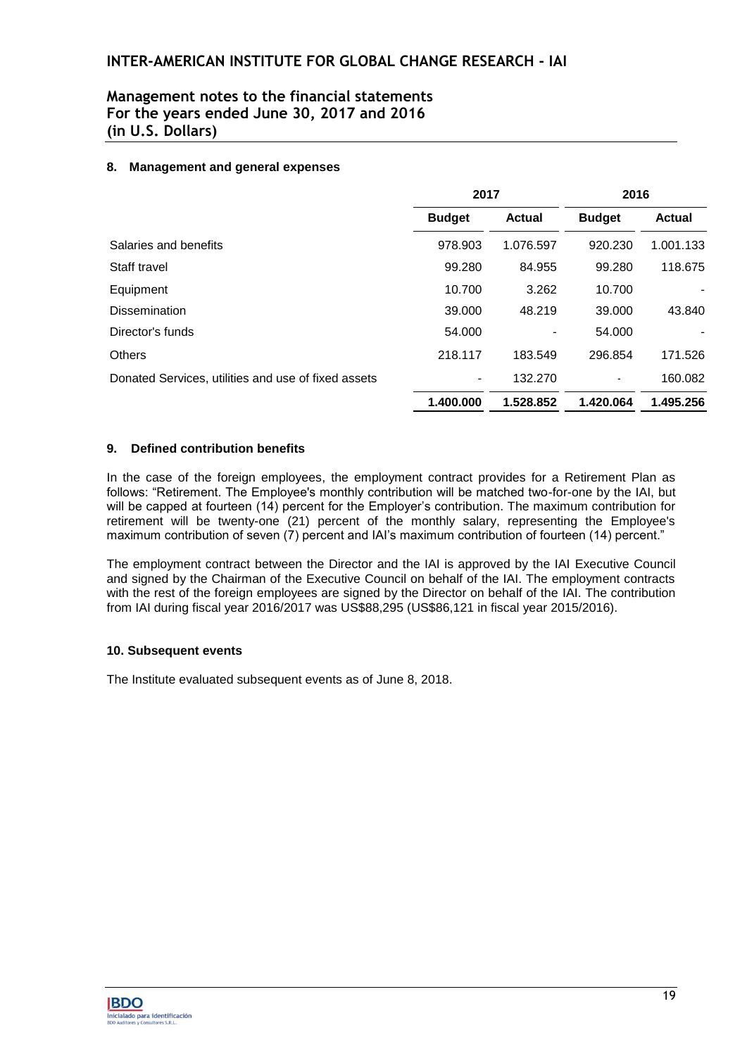# INTER-AMERICAN INSTITUTE FOR GLOBAL CHANGE RESEARCH - IAI

## Management notes to the financial statements For the years ended June 30, 2017 and 2016 (in U.S. Dollars)

### 8. Management and general expenses

| | 2017 | | 2016 | |
|---|---|---|---|---|
| | **Budget** | **Actual** | **Budget** | **Actual** |
| Salaries and benefits | 978.903 | 1.076.597 | 920.230 | 1.001.133 |
| Staff travel | 99.280 | 84.955 | 99.280 | 118.675 |
| Equipment | 10.700 | 3.262 | 10.700 | - |
| Dissemination | 39.000 | 48.219 | 39.000 | 43.840 |
| Director's funds | 54.000 | - | 54.000 | - |
| Others | 218.117 | 183.549 | 296.854 | 171.526 |
| Donated Services, utilities and use of fixed assets | - | 132.270 | - | 160.082 |
| | **1.400.000** | **1.528.852** | **1.420.064** | **1.495.256** |

### 9. Defined contribution benefits

In the case of the foreign employees, the employment contract provides for a Retirement Plan as follows: "Retirement. The Employee's monthly contribution will be matched two-for-one by the IAI, but will be capped at fourteen (14) percent for the Employer's contribution. The maximum contribution for retirement will be twenty-one (21) percent of the monthly salary, representing the Employee's maximum contribution of seven (7) percent and IAI's maximum contribution of fourteen (14) percent."

The employment contract between the Director and the IAI is approved by the IAI Executive Council and signed by the Chairman of the Executive Council on behalf of the IAI. The employment contracts with the rest of the foreign employees are signed by the Director on behalf of the IAI. The contribution from IAI during fiscal year 2016/2017 was US$88,295 (US$86,121 in fiscal year 2015/2016).

### 10. Subsequent events

The Institute evaluated subsequent events as of June 8, 2018.

BDO
Inicialado para identificación
BDO Auditores y Consultores S.R.L.